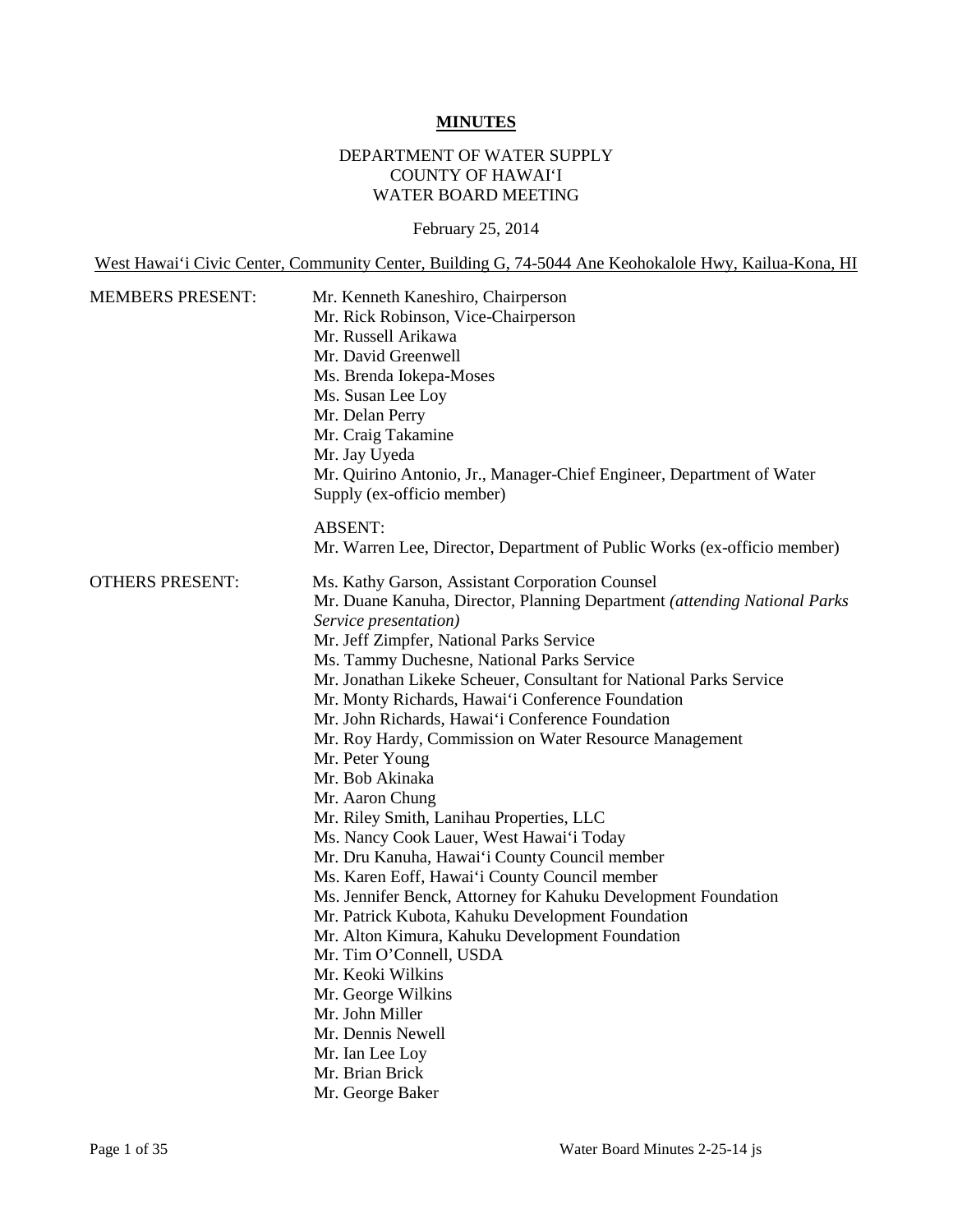# MINUTES

DEPARTMENT OF WATER SUPPLY
COUNTY OF HAWAIʻI
WATER BOARD MEETING

February 25, 2014

West Hawaiʻi Civic Center, Community Center, Building G, 74-5044 Ane Keohokalole Hwy, Kailua-Kona, HI

MEMBERS PRESENT:

Mr. Kenneth Kaneshiro, Chairperson
Mr. Rick Robinson, Vice-Chairperson
Mr. Russell Arikawa
Mr. David Greenwell
Ms. Brenda Iokepa-Moses
Ms. Susan Lee Loy
Mr. Delan Perry
Mr. Craig Takamine
Mr. Jay Uyeda
Mr. Quirino Antonio, Jr., Manager-Chief Engineer, Department of Water Supply (ex-officio member)

ABSENT:
Mr. Warren Lee, Director, Department of Public Works (ex-officio member)

OTHERS PRESENT:

Ms. Kathy Garson, Assistant Corporation Counsel
Mr. Duane Kanuha, Director, Planning Department *(attending National Parks Service presentation)*
Mr. Jeff Zimpfer, National Parks Service
Ms. Tammy Duchesne, National Parks Service
Mr. Jonathan Likeke Scheuer, Consultant for National Parks Service
Mr. Monty Richards, Hawaiʻi Conference Foundation
Mr. John Richards, Hawaiʻi Conference Foundation
Mr. Roy Hardy, Commission on Water Resource Management
Mr. Peter Young
Mr. Bob Akinaka
Mr. Aaron Chung
Mr. Riley Smith, Lanihau Properties, LLC
Ms. Nancy Cook Lauer, West Hawaiʻi Today
Mr. Dru Kanuha, Hawaiʻi County Council member
Ms. Karen Eoff, Hawaiʻi County Council member
Ms. Jennifer Benck, Attorney for Kahuku Development Foundation
Mr. Patrick Kubota, Kahuku Development Foundation
Mr. Alton Kimura, Kahuku Development Foundation
Mr. Tim O'Connell, USDA
Mr. Keoki Wilkins
Mr. George Wilkins
Mr. John Miller
Mr. Dennis Newell
Mr. Ian Lee Loy
Mr. Brian Brick
Mr. George Baker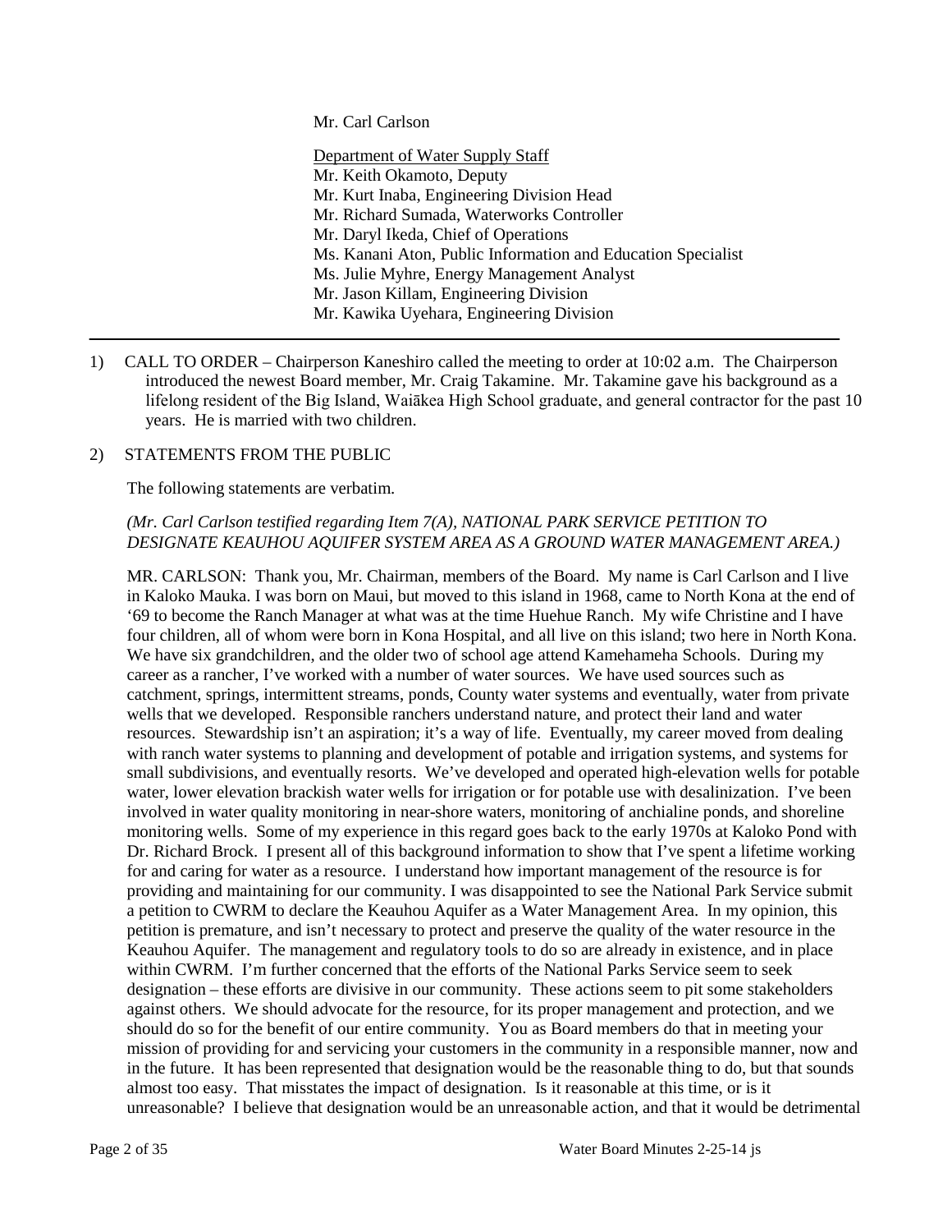Mr. Carl Carlson

Department of Water Supply Staff
Mr. Keith Okamoto, Deputy
Mr. Kurt Inaba, Engineering Division Head
Mr. Richard Sumada, Waterworks Controller
Mr. Daryl Ikeda, Chief of Operations
Ms. Kanani Aton, Public Information and Education Specialist
Ms. Julie Myhre, Energy Management Analyst
Mr. Jason Killam, Engineering Division
Mr. Kawika Uyehara, Engineering Division

---

1) CALL TO ORDER – Chairperson Kaneshiro called the meeting to order at 10:02 a.m. The Chairperson introduced the newest Board member, Mr. Craig Takamine. Mr. Takamine gave his background as a lifelong resident of the Big Island, Waiākea High School graduate, and general contractor for the past 10 years. He is married with two children.

2) STATEMENTS FROM THE PUBLIC

The following statements are verbatim.

*(Mr. Carl Carlson testified regarding Item 7(A), NATIONAL PARK SERVICE PETITION TO DESIGNATE KEAUHOU AQUIFER SYSTEM AREA AS A GROUND WATER MANAGEMENT AREA.)*

MR. CARLSON: Thank you, Mr. Chairman, members of the Board. My name is Carl Carlson and I live in Kaloko Mauka. I was born on Maui, but moved to this island in 1968, came to North Kona at the end of '69 to become the Ranch Manager at what was at the time Huehue Ranch. My wife Christine and I have four children, all of whom were born in Kona Hospital, and all live on this island; two here in North Kona. We have six grandchildren, and the older two of school age attend Kamehameha Schools. During my career as a rancher, I've worked with a number of water sources. We have used sources such as catchment, springs, intermittent streams, ponds, County water systems and eventually, water from private wells that we developed. Responsible ranchers understand nature, and protect their land and water resources. Stewardship isn't an aspiration; it's a way of life. Eventually, my career moved from dealing with ranch water systems to planning and development of potable and irrigation systems, and systems for small subdivisions, and eventually resorts. We've developed and operated high-elevation wells for potable water, lower elevation brackish water wells for irrigation or for potable use with desalinization. I've been involved in water quality monitoring in near-shore waters, monitoring of anchialine ponds, and shoreline monitoring wells. Some of my experience in this regard goes back to the early 1970s at Kaloko Pond with Dr. Richard Brock. I present all of this background information to show that I've spent a lifetime working for and caring for water as a resource. I understand how important management of the resource is for providing and maintaining for our community. I was disappointed to see the National Park Service submit a petition to CWRM to declare the Keauhou Aquifer as a Water Management Area. In my opinion, this petition is premature, and isn't necessary to protect and preserve the quality of the water resource in the Keauhou Aquifer. The management and regulatory tools to do so are already in existence, and in place within CWRM. I'm further concerned that the efforts of the National Parks Service seem to seek designation – these efforts are divisive in our community. These actions seem to pit some stakeholders against others. We should advocate for the resource, for its proper management and protection, and we should do so for the benefit of our entire community. You as Board members do that in meeting your mission of providing for and servicing your customers in the community in a responsible manner, now and in the future. It has been represented that designation would be the reasonable thing to do, but that sounds almost too easy. That misstates the impact of designation. Is it reasonable at this time, or is it unreasonable? I believe that designation would be an unreasonable action, and that it would be detrimental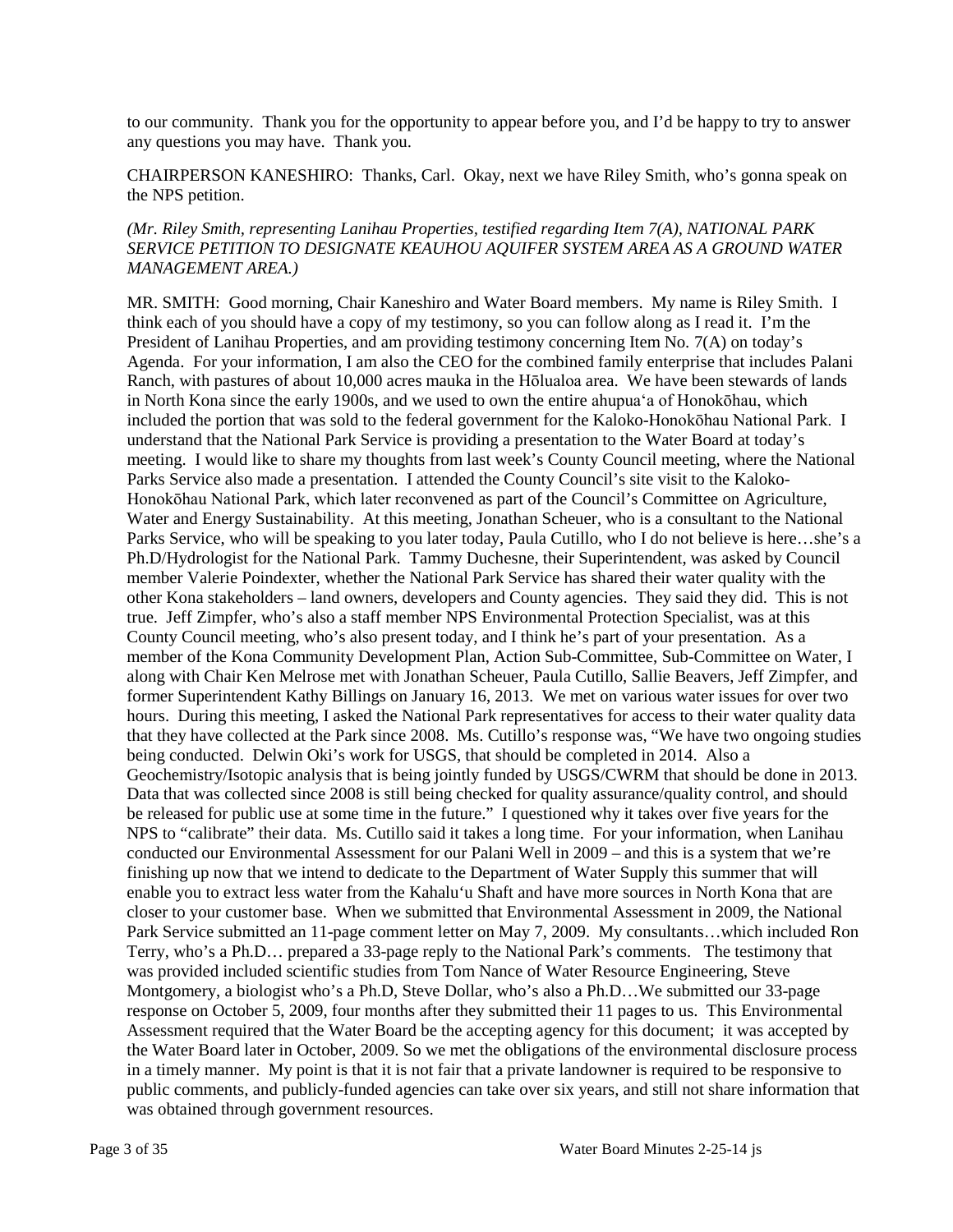to our community. Thank you for the opportunity to appear before you, and I'd be happy to try to answer any questions you may have. Thank you.

CHAIRPERSON KANESHIRO: Thanks, Carl. Okay, next we have Riley Smith, who's gonna speak on the NPS petition.

*(Mr. Riley Smith, representing Lanihau Properties, testified regarding Item 7(A), NATIONAL PARK SERVICE PETITION TO DESIGNATE KEAUHOU AQUIFER SYSTEM AREA AS A GROUND WATER MANAGEMENT AREA.)*

MR. SMITH: Good morning, Chair Kaneshiro and Water Board members. My name is Riley Smith. I think each of you should have a copy of my testimony, so you can follow along as I read it. I'm the President of Lanihau Properties, and am providing testimony concerning Item No. 7(A) on today's Agenda. For your information, I am also the CEO for the combined family enterprise that includes Palani Ranch, with pastures of about 10,000 acres mauka in the Hōlualoa area. We have been stewards of lands in North Kona since the early 1900s, and we used to own the entire ahupuaʻa of Honokōhau, which included the portion that was sold to the federal government for the Kaloko-Honokōhau National Park. I understand that the National Park Service is providing a presentation to the Water Board at today's meeting. I would like to share my thoughts from last week's County Council meeting, where the National Parks Service also made a presentation. I attended the County Council's site visit to the Kaloko-Honokōhau National Park, which later reconvened as part of the Council's Committee on Agriculture, Water and Energy Sustainability. At this meeting, Jonathan Scheuer, who is a consultant to the National Parks Service, who will be speaking to you later today, Paula Cutillo, who I do not believe is here…she's a Ph.D/Hydrologist for the National Park. Tammy Duchesne, their Superintendent, was asked by Council member Valerie Poindexter, whether the National Park Service has shared their water quality with the other Kona stakeholders – land owners, developers and County agencies. They said they did. This is not true. Jeff Zimpfer, who's also a staff member NPS Environmental Protection Specialist, was at this County Council meeting, who's also present today, and I think he's part of your presentation. As a member of the Kona Community Development Plan, Action Sub-Committee, Sub-Committee on Water, I along with Chair Ken Melrose met with Jonathan Scheuer, Paula Cutillo, Sallie Beavers, Jeff Zimpfer, and former Superintendent Kathy Billings on January 16, 2013. We met on various water issues for over two hours. During this meeting, I asked the National Park representatives for access to their water quality data that they have collected at the Park since 2008. Ms. Cutillo's response was, "We have two ongoing studies being conducted. Delwin Oki's work for USGS, that should be completed in 2014. Also a Geochemistry/Isotopic analysis that is being jointly funded by USGS/CWRM that should be done in 2013. Data that was collected since 2008 is still being checked for quality assurance/quality control, and should be released for public use at some time in the future." I questioned why it takes over five years for the NPS to "calibrate" their data. Ms. Cutillo said it takes a long time. For your information, when Lanihau conducted our Environmental Assessment for our Palani Well in 2009 – and this is a system that we're finishing up now that we intend to dedicate to the Department of Water Supply this summer that will enable you to extract less water from the Kahaluʻu Shaft and have more sources in North Kona that are closer to your customer base. When we submitted that Environmental Assessment in 2009, the National Park Service submitted an 11-page comment letter on May 7, 2009. My consultants…which included Ron Terry, who's a Ph.D… prepared a 33-page reply to the National Park's comments. The testimony that was provided included scientific studies from Tom Nance of Water Resource Engineering, Steve Montgomery, a biologist who's a Ph.D, Steve Dollar, who's also a Ph.D…We submitted our 33-page response on October 5, 2009, four months after they submitted their 11 pages to us. This Environmental Assessment required that the Water Board be the accepting agency for this document; it was accepted by the Water Board later in October, 2009. So we met the obligations of the environmental disclosure process in a timely manner. My point is that it is not fair that a private landowner is required to be responsive to public comments, and publicly-funded agencies can take over six years, and still not share information that was obtained through government resources.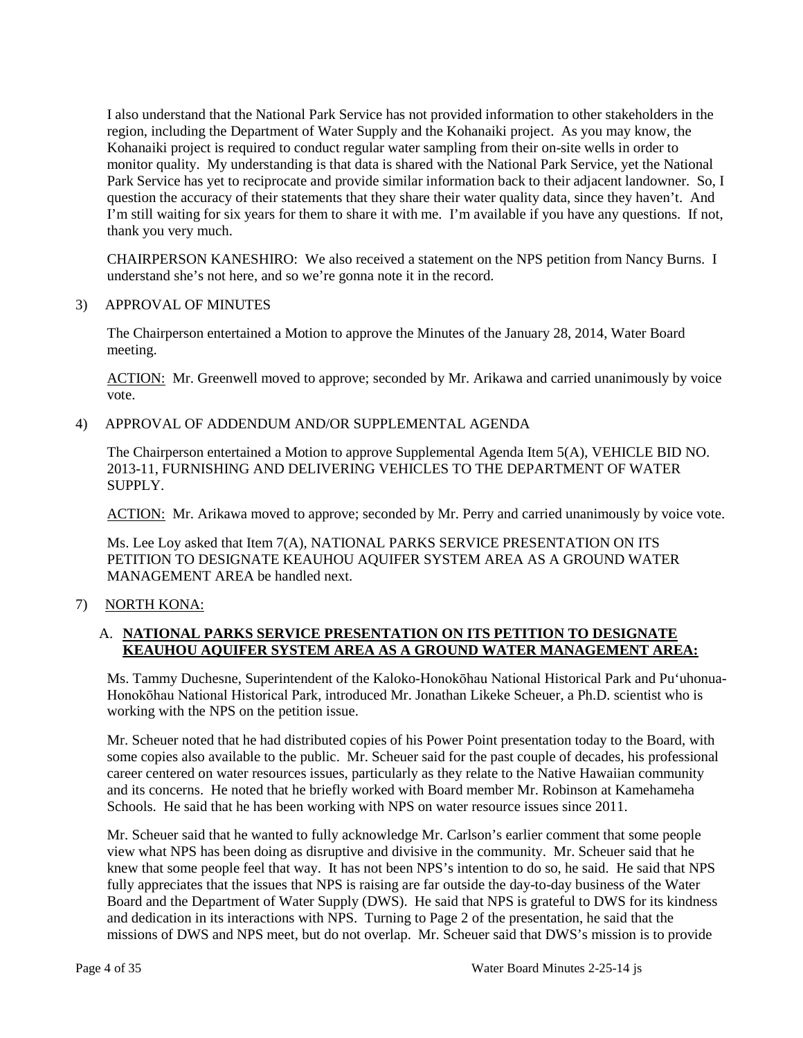I also understand that the National Park Service has not provided information to other stakeholders in the region, including the Department of Water Supply and the Kohanaiki project. As you may know, the Kohanaiki project is required to conduct regular water sampling from their on-site wells in order to monitor quality. My understanding is that data is shared with the National Park Service, yet the National Park Service has yet to reciprocate and provide similar information back to their adjacent landowner. So, I question the accuracy of their statements that they share their water quality data, since they haven't. And I'm still waiting for six years for them to share it with me. I'm available if you have any questions. If not, thank you very much.

CHAIRPERSON KANESHIRO: We also received a statement on the NPS petition from Nancy Burns. I understand she's not here, and so we're gonna note it in the record.

3) APPROVAL OF MINUTES

The Chairperson entertained a Motion to approve the Minutes of the January 28, 2014, Water Board meeting.

ACTION: Mr. Greenwell moved to approve; seconded by Mr. Arikawa and carried unanimously by voice vote.

4) APPROVAL OF ADDENDUM AND/OR SUPPLEMENTAL AGENDA

The Chairperson entertained a Motion to approve Supplemental Agenda Item 5(A), VEHICLE BID NO. 2013-11, FURNISHING AND DELIVERING VEHICLES TO THE DEPARTMENT OF WATER SUPPLY.

ACTION: Mr. Arikawa moved to approve; seconded by Mr. Perry and carried unanimously by voice vote.

Ms. Lee Loy asked that Item 7(A), NATIONAL PARKS SERVICE PRESENTATION ON ITS PETITION TO DESIGNATE KEAUHOU AQUIFER SYSTEM AREA AS A GROUND WATER MANAGEMENT AREA be handled next.

7) NORTH KONA:

A. **NATIONAL PARKS SERVICE PRESENTATION ON ITS PETITION TO DESIGNATE KEAUHOU AQUIFER SYSTEM AREA AS A GROUND WATER MANAGEMENT AREA:**

Ms. Tammy Duchesne, Superintendent of the Kaloko-Honokōhau National Historical Park and Pu'uhonua-Honokōhau National Historical Park, introduced Mr. Jonathan Likeke Scheuer, a Ph.D. scientist who is working with the NPS on the petition issue.

Mr. Scheuer noted that he had distributed copies of his Power Point presentation today to the Board, with some copies also available to the public. Mr. Scheuer said for the past couple of decades, his professional career centered on water resources issues, particularly as they relate to the Native Hawaiian community and its concerns. He noted that he briefly worked with Board member Mr. Robinson at Kamehameha Schools. He said that he has been working with NPS on water resource issues since 2011.

Mr. Scheuer said that he wanted to fully acknowledge Mr. Carlson's earlier comment that some people view what NPS has been doing as disruptive and divisive in the community. Mr. Scheuer said that he knew that some people feel that way. It has not been NPS's intention to do so, he said. He said that NPS fully appreciates that the issues that NPS is raising are far outside the day-to-day business of the Water Board and the Department of Water Supply (DWS). He said that NPS is grateful to DWS for its kindness and dedication in its interactions with NPS. Turning to Page 2 of the presentation, he said that the missions of DWS and NPS meet, but do not overlap. Mr. Scheuer said that DWS's mission is to provide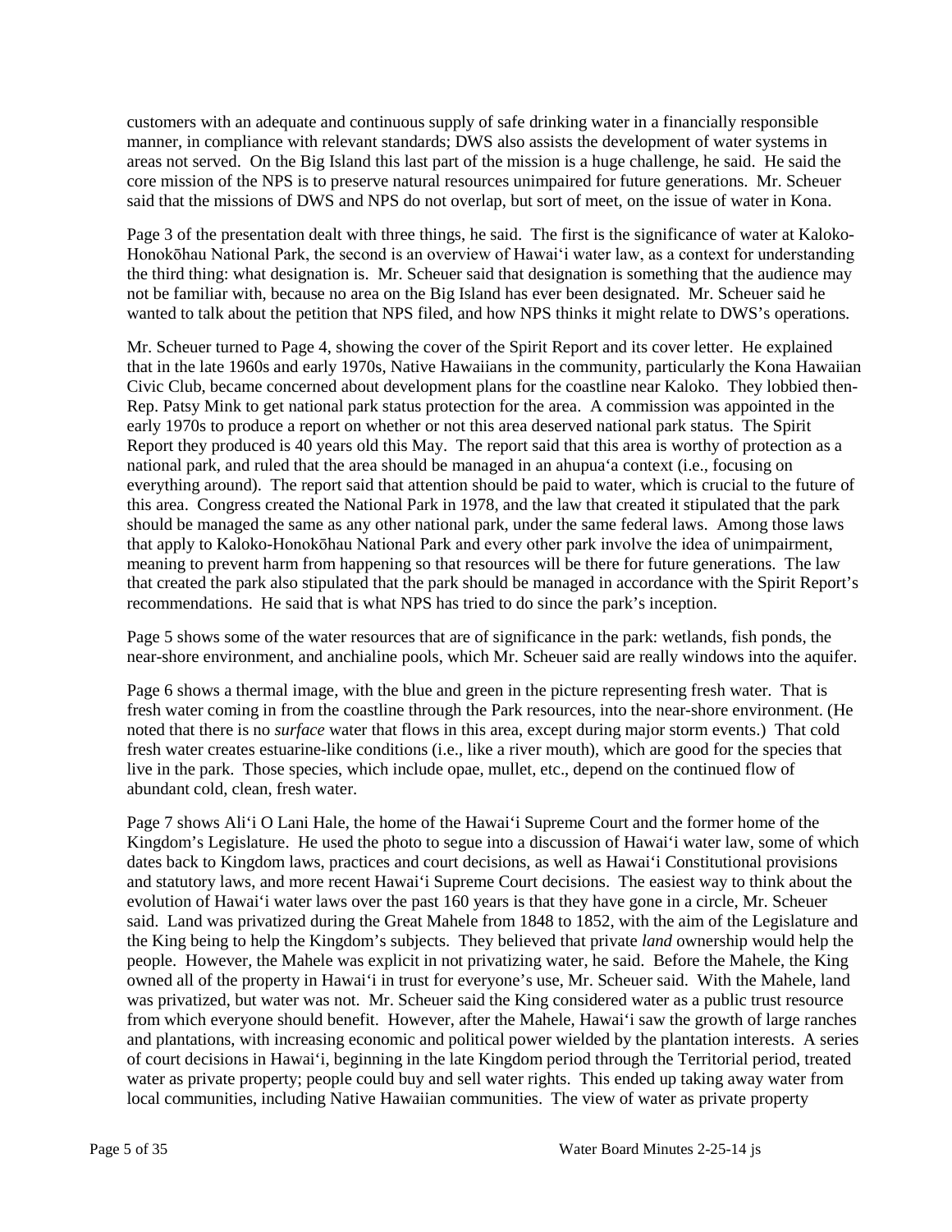customers with an adequate and continuous supply of safe drinking water in a financially responsible manner, in compliance with relevant standards; DWS also assists the development of water systems in areas not served. On the Big Island this last part of the mission is a huge challenge, he said. He said the core mission of the NPS is to preserve natural resources unimpaired for future generations. Mr. Scheuer said that the missions of DWS and NPS do not overlap, but sort of meet, on the issue of water in Kona.

Page 3 of the presentation dealt with three things, he said. The first is the significance of water at Kaloko-Honokōhau National Park, the second is an overview of Hawaiʻi water law, as a context for understanding the third thing: what designation is. Mr. Scheuer said that designation is something that the audience may not be familiar with, because no area on the Big Island has ever been designated. Mr. Scheuer said he wanted to talk about the petition that NPS filed, and how NPS thinks it might relate to DWS's operations.

Mr. Scheuer turned to Page 4, showing the cover of the Spirit Report and its cover letter. He explained that in the late 1960s and early 1970s, Native Hawaiians in the community, particularly the Kona Hawaiian Civic Club, became concerned about development plans for the coastline near Kaloko. They lobbied then-Rep. Patsy Mink to get national park status protection for the area. A commission was appointed in the early 1970s to produce a report on whether or not this area deserved national park status. The Spirit Report they produced is 40 years old this May. The report said that this area is worthy of protection as a national park, and ruled that the area should be managed in an ahupuaʻa context (i.e., focusing on everything around). The report said that attention should be paid to water, which is crucial to the future of this area. Congress created the National Park in 1978, and the law that created it stipulated that the park should be managed the same as any other national park, under the same federal laws. Among those laws that apply to Kaloko-Honokōhau National Park and every other park involve the idea of unimpairment, meaning to prevent harm from happening so that resources will be there for future generations. The law that created the park also stipulated that the park should be managed in accordance with the Spirit Report's recommendations. He said that is what NPS has tried to do since the park's inception.

Page 5 shows some of the water resources that are of significance in the park: wetlands, fish ponds, the near-shore environment, and anchialine pools, which Mr. Scheuer said are really windows into the aquifer.

Page 6 shows a thermal image, with the blue and green in the picture representing fresh water. That is fresh water coming in from the coastline through the Park resources, into the near-shore environment. (He noted that there is no *surface* water that flows in this area, except during major storm events.) That cold fresh water creates estuarine-like conditions (i.e., like a river mouth), which are good for the species that live in the park. Those species, which include opae, mullet, etc., depend on the continued flow of abundant cold, clean, fresh water.

Page 7 shows Aliʻi O Lani Hale, the home of the Hawaiʻi Supreme Court and the former home of the Kingdom's Legislature. He used the photo to segue into a discussion of Hawaiʻi water law, some of which dates back to Kingdom laws, practices and court decisions, as well as Hawaiʻi Constitutional provisions and statutory laws, and more recent Hawaiʻi Supreme Court decisions. The easiest way to think about the evolution of Hawaiʻi water laws over the past 160 years is that they have gone in a circle, Mr. Scheuer said. Land was privatized during the Great Mahele from 1848 to 1852, with the aim of the Legislature and the King being to help the Kingdom's subjects. They believed that private *land* ownership would help the people. However, the Mahele was explicit in not privatizing water, he said. Before the Mahele, the King owned all of the property in Hawaiʻi in trust for everyone's use, Mr. Scheuer said. With the Mahele, land was privatized, but water was not. Mr. Scheuer said the King considered water as a public trust resource from which everyone should benefit. However, after the Mahele, Hawaiʻi saw the growth of large ranches and plantations, with increasing economic and political power wielded by the plantation interests. A series of court decisions in Hawaiʻi, beginning in the late Kingdom period through the Territorial period, treated water as private property; people could buy and sell water rights. This ended up taking away water from local communities, including Native Hawaiian communities. The view of water as private property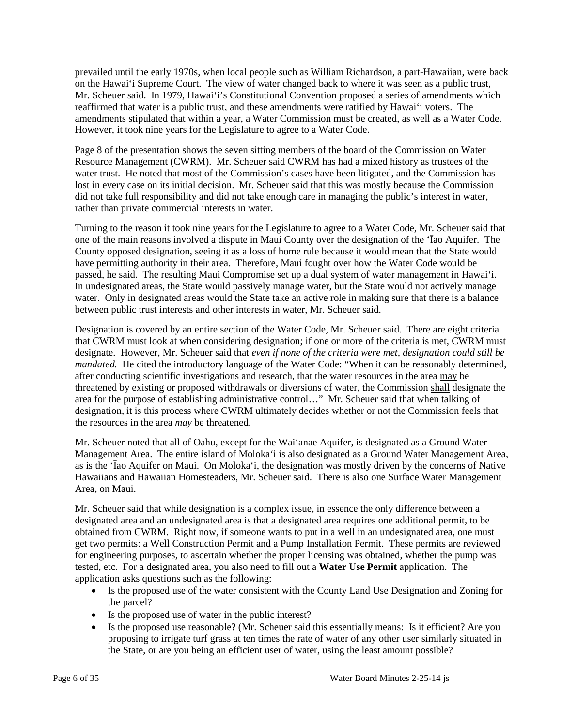prevailed until the early 1970s, when local people such as William Richardson, a part-Hawaiian, were back on the Hawai'i Supreme Court. The view of water changed back to where it was seen as a public trust, Mr. Scheuer said. In 1979, Hawai'i's Constitutional Convention proposed a series of amendments which reaffirmed that water is a public trust, and these amendments were ratified by Hawai'i voters. The amendments stipulated that within a year, a Water Commission must be created, as well as a Water Code. However, it took nine years for the Legislature to agree to a Water Code.

Page 8 of the presentation shows the seven sitting members of the board of the Commission on Water Resource Management (CWRM). Mr. Scheuer said CWRM has had a mixed history as trustees of the water trust. He noted that most of the Commission's cases have been litigated, and the Commission has lost in every case on its initial decision. Mr. Scheuer said that this was mostly because the Commission did not take full responsibility and did not take enough care in managing the public's interest in water, rather than private commercial interests in water.

Turning to the reason it took nine years for the Legislature to agree to a Water Code, Mr. Scheuer said that one of the main reasons involved a dispute in Maui County over the designation of the 'Īao Aquifer. The County opposed designation, seeing it as a loss of home rule because it would mean that the State would have permitting authority in their area. Therefore, Maui fought over how the Water Code would be passed, he said. The resulting Maui Compromise set up a dual system of water management in Hawai'i. In undesignated areas, the State would passively manage water, but the State would not actively manage water. Only in designated areas would the State take an active role in making sure that there is a balance between public trust interests and other interests in water, Mr. Scheuer said.

Designation is covered by an entire section of the Water Code, Mr. Scheuer said. There are eight criteria that CWRM must look at when considering designation; if one or more of the criteria is met, CWRM must designate. However, Mr. Scheuer said that *even if none of the criteria were met, designation could still be mandated.* He cited the introductory language of the Water Code: "When it can be reasonably determined, after conducting scientific investigations and research, that the water resources in the area <u>may</u> be threatened by existing or proposed withdrawals or diversions of water, the Commission <u>shall</u> designate the area for the purpose of establishing administrative control…" Mr. Scheuer said that when talking of designation, it is this process where CWRM ultimately decides whether or not the Commission feels that the resources in the area *may* be threatened.

Mr. Scheuer noted that all of Oahu, except for the Wai'anae Aquifer, is designated as a Ground Water Management Area. The entire island of Moloka'i is also designated as a Ground Water Management Area, as is the 'Īao Aquifer on Maui. On Moloka'i, the designation was mostly driven by the concerns of Native Hawaiians and Hawaiian Homesteaders, Mr. Scheuer said. There is also one Surface Water Management Area, on Maui.

Mr. Scheuer said that while designation is a complex issue, in essence the only difference between a designated area and an undesignated area is that a designated area requires one additional permit, to be obtained from CWRM. Right now, if someone wants to put in a well in an undesignated area, one must get two permits: a Well Construction Permit and a Pump Installation Permit. These permits are reviewed for engineering purposes, to ascertain whether the proper licensing was obtained, whether the pump was tested, etc. For a designated area, you also need to fill out a **Water Use Permit** application. The application asks questions such as the following:

- Is the proposed use of the water consistent with the County Land Use Designation and Zoning for the parcel?
- Is the proposed use of water in the public interest?
- Is the proposed use reasonable? (Mr. Scheuer said this essentially means: Is it efficient? Are you proposing to irrigate turf grass at ten times the rate of water of any other user similarly situated in the State, or are you being an efficient user of water, using the least amount possible?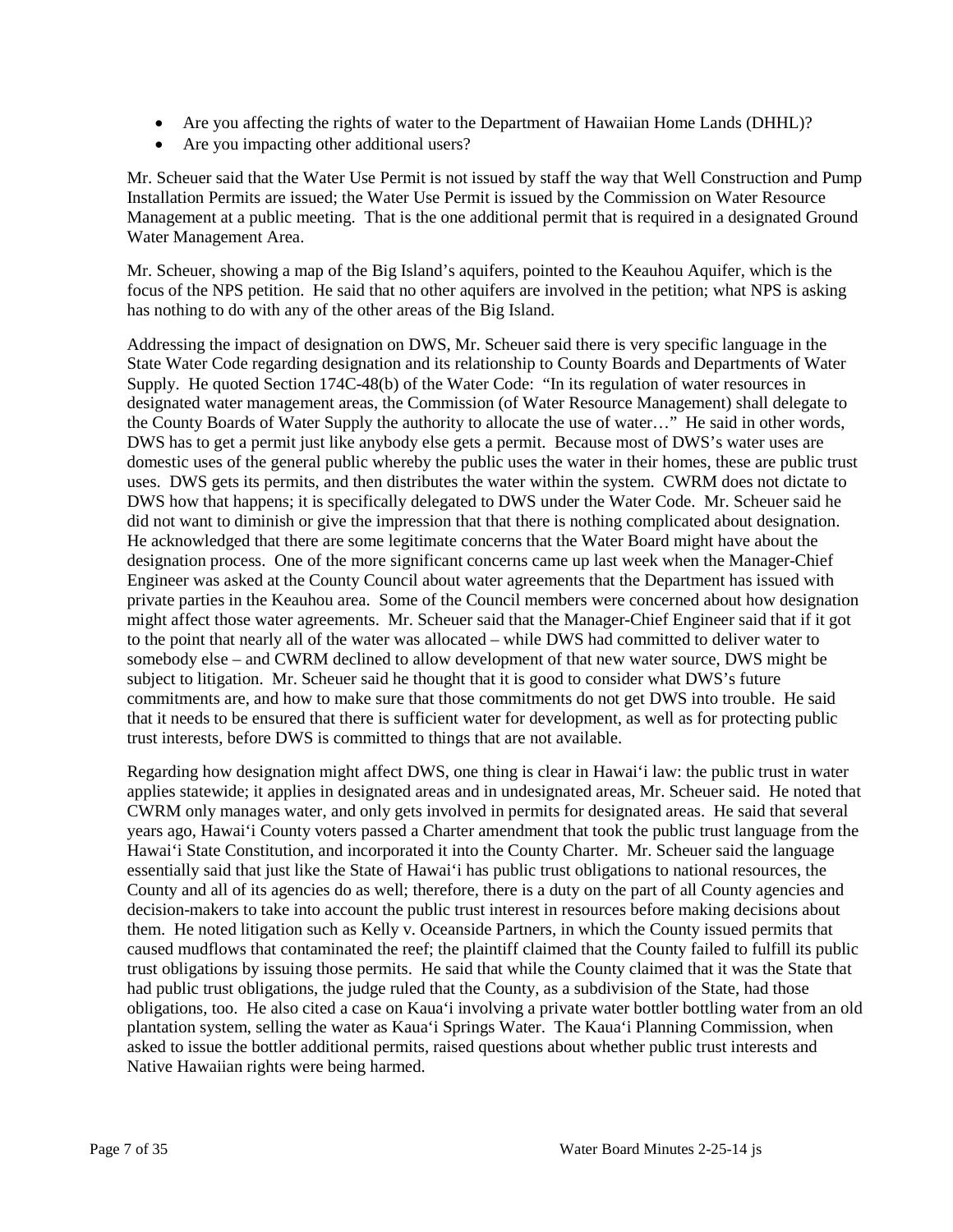- Are you affecting the rights of water to the Department of Hawaiian Home Lands (DHHL)?
- Are you impacting other additional users?

Mr. Scheuer said that the Water Use Permit is not issued by staff the way that Well Construction and Pump Installation Permits are issued; the Water Use Permit is issued by the Commission on Water Resource Management at a public meeting. That is the one additional permit that is required in a designated Ground Water Management Area.

Mr. Scheuer, showing a map of the Big Island's aquifers, pointed to the Keauhou Aquifer, which is the focus of the NPS petition. He said that no other aquifers are involved in the petition; what NPS is asking has nothing to do with any of the other areas of the Big Island.

Addressing the impact of designation on DWS, Mr. Scheuer said there is very specific language in the State Water Code regarding designation and its relationship to County Boards and Departments of Water Supply. He quoted Section 174C-48(b) of the Water Code: "In its regulation of water resources in designated water management areas, the Commission (of Water Resource Management) shall delegate to the County Boards of Water Supply the authority to allocate the use of water…" He said in other words, DWS has to get a permit just like anybody else gets a permit. Because most of DWS's water uses are domestic uses of the general public whereby the public uses the water in their homes, these are public trust uses. DWS gets its permits, and then distributes the water within the system. CWRM does not dictate to DWS how that happens; it is specifically delegated to DWS under the Water Code. Mr. Scheuer said he did not want to diminish or give the impression that that there is nothing complicated about designation. He acknowledged that there are some legitimate concerns that the Water Board might have about the designation process. One of the more significant concerns came up last week when the Manager-Chief Engineer was asked at the County Council about water agreements that the Department has issued with private parties in the Keauhou area. Some of the Council members were concerned about how designation might affect those water agreements. Mr. Scheuer said that the Manager-Chief Engineer said that if it got to the point that nearly all of the water was allocated – while DWS had committed to deliver water to somebody else – and CWRM declined to allow development of that new water source, DWS might be subject to litigation. Mr. Scheuer said he thought that it is good to consider what DWS's future commitments are, and how to make sure that those commitments do not get DWS into trouble. He said that it needs to be ensured that there is sufficient water for development, as well as for protecting public trust interests, before DWS is committed to things that are not available.

Regarding how designation might affect DWS, one thing is clear in Hawai'i law: the public trust in water applies statewide; it applies in designated areas and in undesignated areas, Mr. Scheuer said. He noted that CWRM only manages water, and only gets involved in permits for designated areas. He said that several years ago, Hawai'i County voters passed a Charter amendment that took the public trust language from the Hawai'i State Constitution, and incorporated it into the County Charter. Mr. Scheuer said the language essentially said that just like the State of Hawai'i has public trust obligations to national resources, the County and all of its agencies do as well; therefore, there is a duty on the part of all County agencies and decision-makers to take into account the public trust interest in resources before making decisions about them. He noted litigation such as Kelly v. Oceanside Partners, in which the County issued permits that caused mudflows that contaminated the reef; the plaintiff claimed that the County failed to fulfill its public trust obligations by issuing those permits. He said that while the County claimed that it was the State that had public trust obligations, the judge ruled that the County, as a subdivision of the State, had those obligations, too. He also cited a case on Kaua'i involving a private water bottler bottling water from an old plantation system, selling the water as Kaua'i Springs Water. The Kaua'i Planning Commission, when asked to issue the bottler additional permits, raised questions about whether public trust interests and Native Hawaiian rights were being harmed.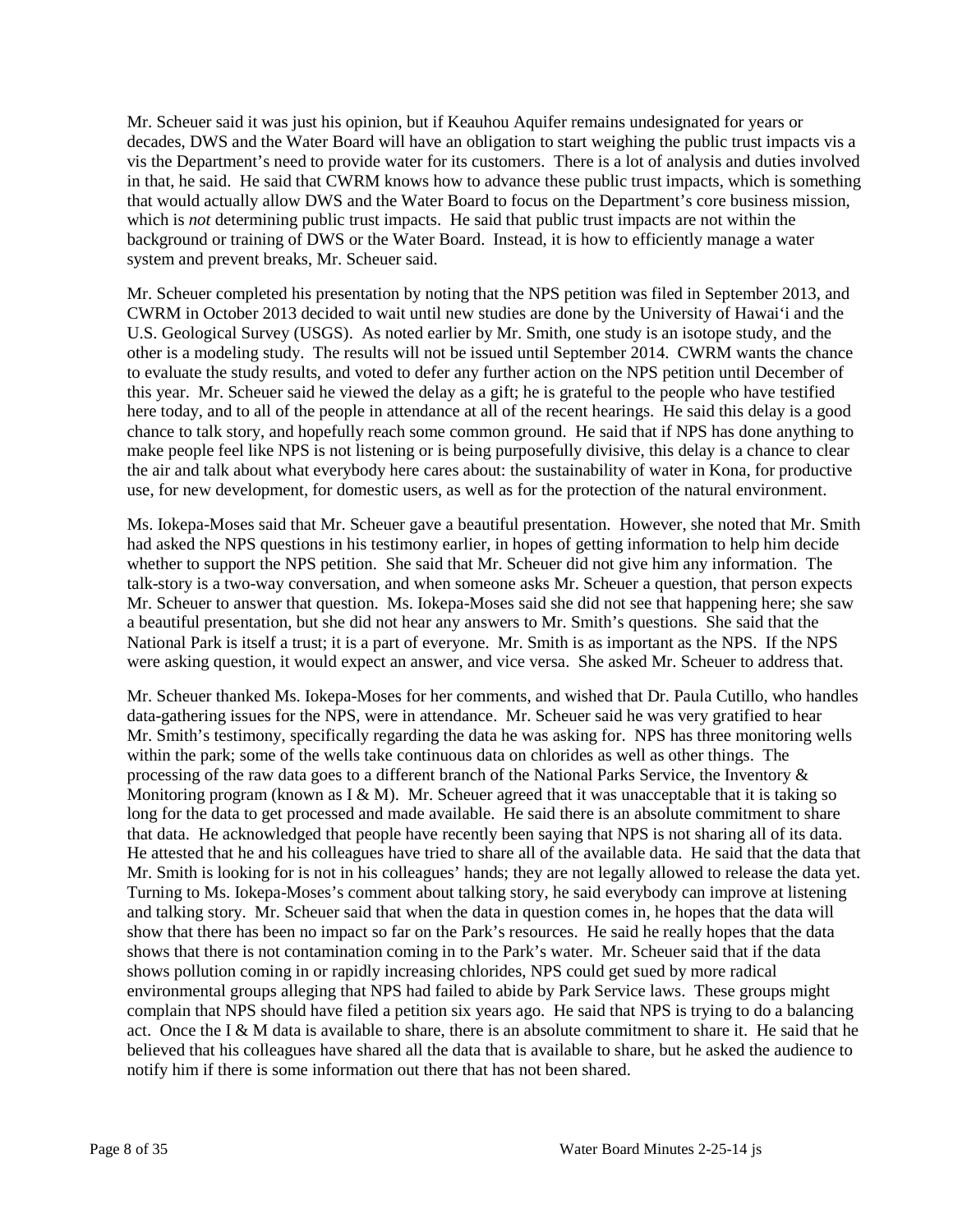Mr. Scheuer said it was just his opinion, but if Keauhou Aquifer remains undesignated for years or decades, DWS and the Water Board will have an obligation to start weighing the public trust impacts vis a vis the Department's need to provide water for its customers. There is a lot of analysis and duties involved in that, he said. He said that CWRM knows how to advance these public trust impacts, which is something that would actually allow DWS and the Water Board to focus on the Department's core business mission, which is *not* determining public trust impacts. He said that public trust impacts are not within the background or training of DWS or the Water Board. Instead, it is how to efficiently manage a water system and prevent breaks, Mr. Scheuer said.

Mr. Scheuer completed his presentation by noting that the NPS petition was filed in September 2013, and CWRM in October 2013 decided to wait until new studies are done by the University of Hawai'i and the U.S. Geological Survey (USGS). As noted earlier by Mr. Smith, one study is an isotope study, and the other is a modeling study. The results will not be issued until September 2014. CWRM wants the chance to evaluate the study results, and voted to defer any further action on the NPS petition until December of this year. Mr. Scheuer said he viewed the delay as a gift; he is grateful to the people who have testified here today, and to all of the people in attendance at all of the recent hearings. He said this delay is a good chance to talk story, and hopefully reach some common ground. He said that if NPS has done anything to make people feel like NPS is not listening or is being purposefully divisive, this delay is a chance to clear the air and talk about what everybody here cares about: the sustainability of water in Kona, for productive use, for new development, for domestic users, as well as for the protection of the natural environment.

Ms. Iokepa-Moses said that Mr. Scheuer gave a beautiful presentation. However, she noted that Mr. Smith had asked the NPS questions in his testimony earlier, in hopes of getting information to help him decide whether to support the NPS petition. She said that Mr. Scheuer did not give him any information. The talk-story is a two-way conversation, and when someone asks Mr. Scheuer a question, that person expects Mr. Scheuer to answer that question. Ms. Iokepa-Moses said she did not see that happening here; she saw a beautiful presentation, but she did not hear any answers to Mr. Smith's questions. She said that the National Park is itself a trust; it is a part of everyone. Mr. Smith is as important as the NPS. If the NPS were asking question, it would expect an answer, and vice versa. She asked Mr. Scheuer to address that.

Mr. Scheuer thanked Ms. Iokepa-Moses for her comments, and wished that Dr. Paula Cutillo, who handles data-gathering issues for the NPS, were in attendance. Mr. Scheuer said he was very gratified to hear Mr. Smith's testimony, specifically regarding the data he was asking for. NPS has three monitoring wells within the park; some of the wells take continuous data on chlorides as well as other things. The processing of the raw data goes to a different branch of the National Parks Service, the Inventory & Monitoring program (known as I & M). Mr. Scheuer agreed that it was unacceptable that it is taking so long for the data to get processed and made available. He said there is an absolute commitment to share that data. He acknowledged that people have recently been saying that NPS is not sharing all of its data. He attested that he and his colleagues have tried to share all of the available data. He said that the data that Mr. Smith is looking for is not in his colleagues' hands; they are not legally allowed to release the data yet. Turning to Ms. Iokepa-Moses's comment about talking story, he said everybody can improve at listening and talking story. Mr. Scheuer said that when the data in question comes in, he hopes that the data will show that there has been no impact so far on the Park's resources. He said he really hopes that the data shows that there is not contamination coming in to the Park's water. Mr. Scheuer said that if the data shows pollution coming in or rapidly increasing chlorides, NPS could get sued by more radical environmental groups alleging that NPS had failed to abide by Park Service laws. These groups might complain that NPS should have filed a petition six years ago. He said that NPS is trying to do a balancing act. Once the I & M data is available to share, there is an absolute commitment to share it. He said that he believed that his colleagues have shared all the data that is available to share, but he asked the audience to notify him if there is some information out there that has not been shared.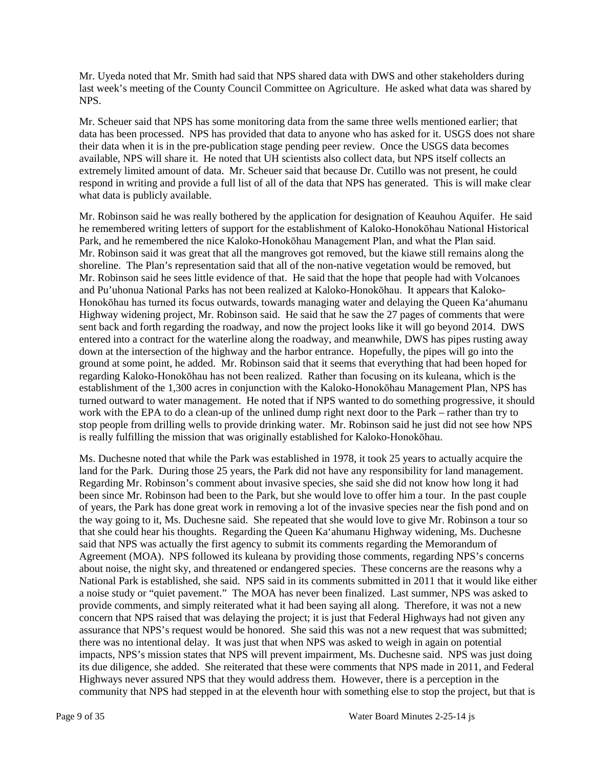Mr. Uyeda noted that Mr. Smith had said that NPS shared data with DWS and other stakeholders during last week's meeting of the County Council Committee on Agriculture. He asked what data was shared by NPS.

Mr. Scheuer said that NPS has some monitoring data from the same three wells mentioned earlier; that data has been processed. NPS has provided that data to anyone who has asked for it. USGS does not share their data when it is in the pre-publication stage pending peer review. Once the USGS data becomes available, NPS will share it. He noted that UH scientists also collect data, but NPS itself collects an extremely limited amount of data. Mr. Scheuer said that because Dr. Cutillo was not present, he could respond in writing and provide a full list of all of the data that NPS has generated. This is will make clear what data is publicly available.

Mr. Robinson said he was really bothered by the application for designation of Keauhou Aquifer. He said he remembered writing letters of support for the establishment of Kaloko-Honokōhau National Historical Park, and he remembered the nice Kaloko-Honokōhau Management Plan, and what the Plan said. Mr. Robinson said it was great that all the mangroves got removed, but the kiawe still remains along the shoreline. The Plan's representation said that all of the non-native vegetation would be removed, but Mr. Robinson said he sees little evidence of that. He said that the hope that people had with Volcanoes and Pu'uhonua National Parks has not been realized at Kaloko-Honokōhau. It appears that Kaloko-Honokōhau has turned its focus outwards, towards managing water and delaying the Queen Ka'ahumanu Highway widening project, Mr. Robinson said. He said that he saw the 27 pages of comments that were sent back and forth regarding the roadway, and now the project looks like it will go beyond 2014. DWS entered into a contract for the waterline along the roadway, and meanwhile, DWS has pipes rusting away down at the intersection of the highway and the harbor entrance. Hopefully, the pipes will go into the ground at some point, he added. Mr. Robinson said that it seems that everything that had been hoped for regarding Kaloko-Honokōhau has not been realized. Rather than focusing on its kuleana, which is the establishment of the 1,300 acres in conjunction with the Kaloko-Honokōhau Management Plan, NPS has turned outward to water management. He noted that if NPS wanted to do something progressive, it should work with the EPA to do a clean-up of the unlined dump right next door to the Park – rather than try to stop people from drilling wells to provide drinking water. Mr. Robinson said he just did not see how NPS is really fulfilling the mission that was originally established for Kaloko-Honokōhau.

Ms. Duchesne noted that while the Park was established in 1978, it took 25 years to actually acquire the land for the Park. During those 25 years, the Park did not have any responsibility for land management. Regarding Mr. Robinson's comment about invasive species, she said she did not know how long it had been since Mr. Robinson had been to the Park, but she would love to offer him a tour. In the past couple of years, the Park has done great work in removing a lot of the invasive species near the fish pond and on the way going to it, Ms. Duchesne said. She repeated that she would love to give Mr. Robinson a tour so that she could hear his thoughts. Regarding the Queen Ka'ahumanu Highway widening, Ms. Duchesne said that NPS was actually the first agency to submit its comments regarding the Memorandum of Agreement (MOA). NPS followed its kuleana by providing those comments, regarding NPS's concerns about noise, the night sky, and threatened or endangered species. These concerns are the reasons why a National Park is established, she said. NPS said in its comments submitted in 2011 that it would like either a noise study or "quiet pavement." The MOA has never been finalized. Last summer, NPS was asked to provide comments, and simply reiterated what it had been saying all along. Therefore, it was not a new concern that NPS raised that was delaying the project; it is just that Federal Highways had not given any assurance that NPS's request would be honored. She said this was not a new request that was submitted; there was no intentional delay. It was just that when NPS was asked to weigh in again on potential impacts, NPS's mission states that NPS will prevent impairment, Ms. Duchesne said. NPS was just doing its due diligence, she added. She reiterated that these were comments that NPS made in 2011, and Federal Highways never assured NPS that they would address them. However, there is a perception in the community that NPS had stepped in at the eleventh hour with something else to stop the project, but that is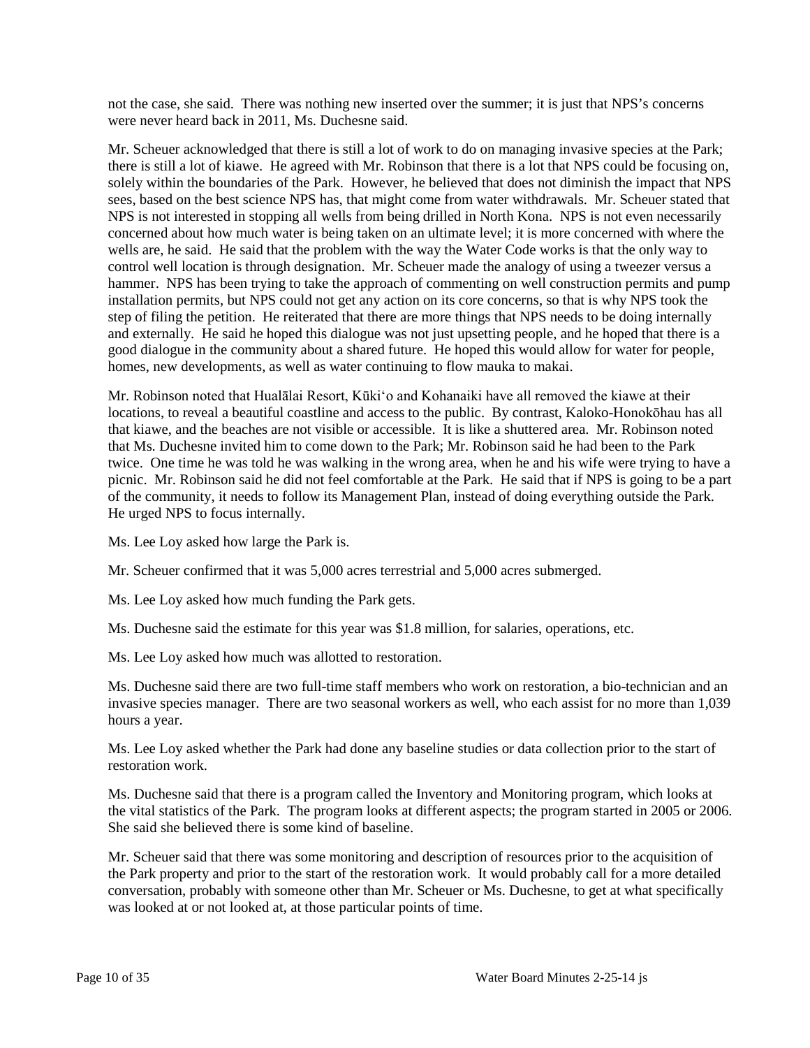not the case, she said. There was nothing new inserted over the summer; it is just that NPS's concerns were never heard back in 2011, Ms. Duchesne said.

Mr. Scheuer acknowledged that there is still a lot of work to do on managing invasive species at the Park; there is still a lot of kiawe. He agreed with Mr. Robinson that there is a lot that NPS could be focusing on, solely within the boundaries of the Park. However, he believed that does not diminish the impact that NPS sees, based on the best science NPS has, that might come from water withdrawals. Mr. Scheuer stated that NPS is not interested in stopping all wells from being drilled in North Kona. NPS is not even necessarily concerned about how much water is being taken on an ultimate level; it is more concerned with where the wells are, he said. He said that the problem with the way the Water Code works is that the only way to control well location is through designation. Mr. Scheuer made the analogy of using a tweezer versus a hammer. NPS has been trying to take the approach of commenting on well construction permits and pump installation permits, but NPS could not get any action on its core concerns, so that is why NPS took the step of filing the petition. He reiterated that there are more things that NPS needs to be doing internally and externally. He said he hoped this dialogue was not just upsetting people, and he hoped that there is a good dialogue in the community about a shared future. He hoped this would allow for water for people, homes, new developments, as well as water continuing to flow mauka to makai.

Mr. Robinson noted that Hualālai Resort, Kūki'o and Kohanaiki have all removed the kiawe at their locations, to reveal a beautiful coastline and access to the public. By contrast, Kaloko-Honokōhau has all that kiawe, and the beaches are not visible or accessible. It is like a shuttered area. Mr. Robinson noted that Ms. Duchesne invited him to come down to the Park; Mr. Robinson said he had been to the Park twice. One time he was told he was walking in the wrong area, when he and his wife were trying to have a picnic. Mr. Robinson said he did not feel comfortable at the Park. He said that if NPS is going to be a part of the community, it needs to follow its Management Plan, instead of doing everything outside the Park. He urged NPS to focus internally.

Ms. Lee Loy asked how large the Park is.

Mr. Scheuer confirmed that it was 5,000 acres terrestrial and 5,000 acres submerged.

Ms. Lee Loy asked how much funding the Park gets.

Ms. Duchesne said the estimate for this year was $1.8 million, for salaries, operations, etc.

Ms. Lee Loy asked how much was allotted to restoration.

Ms. Duchesne said there are two full-time staff members who work on restoration, a bio-technician and an invasive species manager. There are two seasonal workers as well, who each assist for no more than 1,039 hours a year.

Ms. Lee Loy asked whether the Park had done any baseline studies or data collection prior to the start of restoration work.

Ms. Duchesne said that there is a program called the Inventory and Monitoring program, which looks at the vital statistics of the Park. The program looks at different aspects; the program started in 2005 or 2006. She said she believed there is some kind of baseline.

Mr. Scheuer said that there was some monitoring and description of resources prior to the acquisition of the Park property and prior to the start of the restoration work. It would probably call for a more detailed conversation, probably with someone other than Mr. Scheuer or Ms. Duchesne, to get at what specifically was looked at or not looked at, at those particular points of time.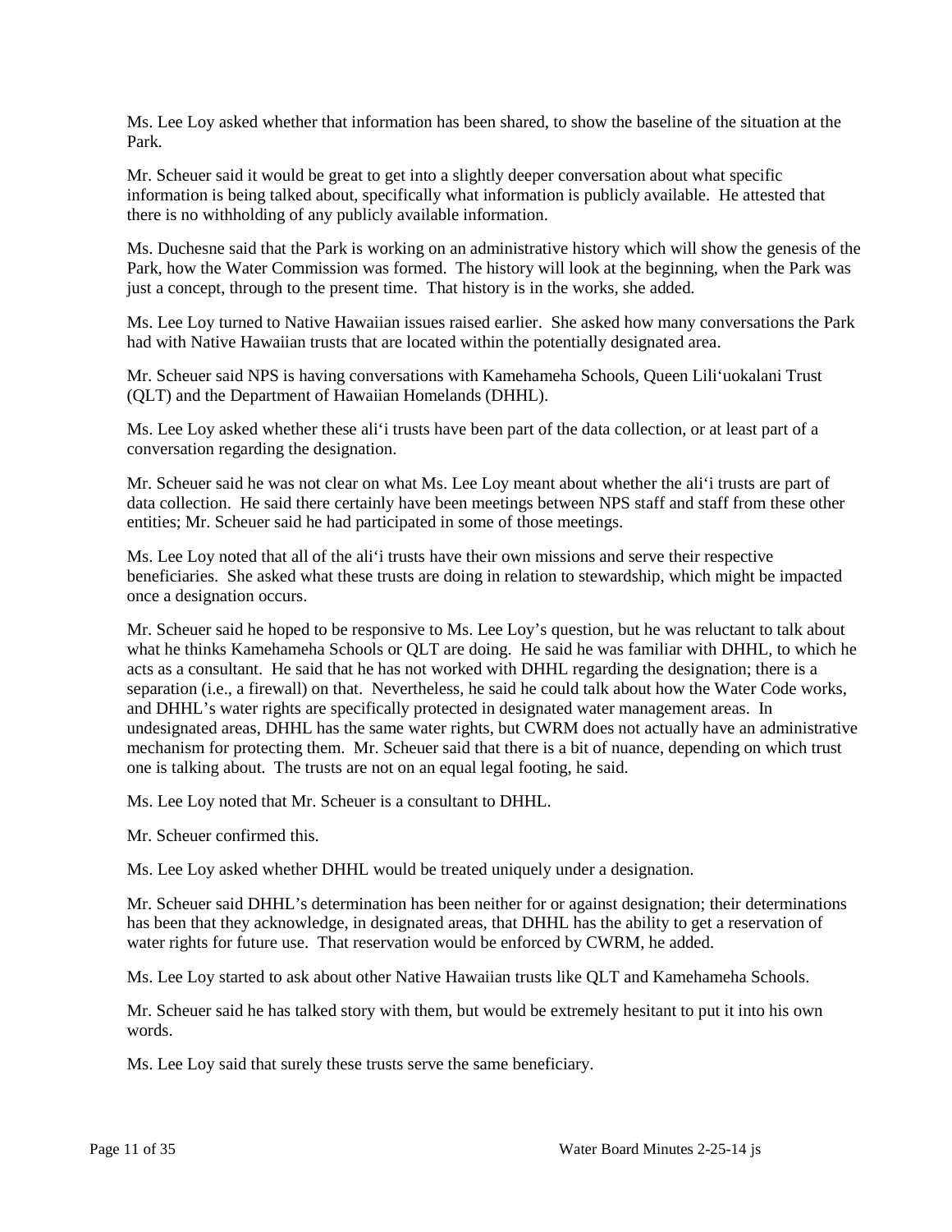Ms. Lee Loy asked whether that information has been shared, to show the baseline of the situation at the Park.

Mr. Scheuer said it would be great to get into a slightly deeper conversation about what specific information is being talked about, specifically what information is publicly available. He attested that there is no withholding of any publicly available information.

Ms. Duchesne said that the Park is working on an administrative history which will show the genesis of the Park, how the Water Commission was formed. The history will look at the beginning, when the Park was just a concept, through to the present time. That history is in the works, she added.

Ms. Lee Loy turned to Native Hawaiian issues raised earlier. She asked how many conversations the Park had with Native Hawaiian trusts that are located within the potentially designated area.

Mr. Scheuer said NPS is having conversations with Kamehameha Schools, Queen Lili‘uokalani Trust (QLT) and the Department of Hawaiian Homelands (DHHL).

Ms. Lee Loy asked whether these ali‘i trusts have been part of the data collection, or at least part of a conversation regarding the designation.

Mr. Scheuer said he was not clear on what Ms. Lee Loy meant about whether the ali‘i trusts are part of data collection. He said there certainly have been meetings between NPS staff and staff from these other entities; Mr. Scheuer said he had participated in some of those meetings.

Ms. Lee Loy noted that all of the ali‘i trusts have their own missions and serve their respective beneficiaries. She asked what these trusts are doing in relation to stewardship, which might be impacted once a designation occurs.

Mr. Scheuer said he hoped to be responsive to Ms. Lee Loy's question, but he was reluctant to talk about what he thinks Kamehameha Schools or QLT are doing. He said he was familiar with DHHL, to which he acts as a consultant. He said that he has not worked with DHHL regarding the designation; there is a separation (i.e., a firewall) on that. Nevertheless, he said he could talk about how the Water Code works, and DHHL's water rights are specifically protected in designated water management areas. In undesignated areas, DHHL has the same water rights, but CWRM does not actually have an administrative mechanism for protecting them. Mr. Scheuer said that there is a bit of nuance, depending on which trust one is talking about. The trusts are not on an equal legal footing, he said.

Ms. Lee Loy noted that Mr. Scheuer is a consultant to DHHL.

Mr. Scheuer confirmed this.

Ms. Lee Loy asked whether DHHL would be treated uniquely under a designation.

Mr. Scheuer said DHHL's determination has been neither for or against designation; their determinations has been that they acknowledge, in designated areas, that DHHL has the ability to get a reservation of water rights for future use. That reservation would be enforced by CWRM, he added.

Ms. Lee Loy started to ask about other Native Hawaiian trusts like QLT and Kamehameha Schools.

Mr. Scheuer said he has talked story with them, but would be extremely hesitant to put it into his own words.

Ms. Lee Loy said that surely these trusts serve the same beneficiary.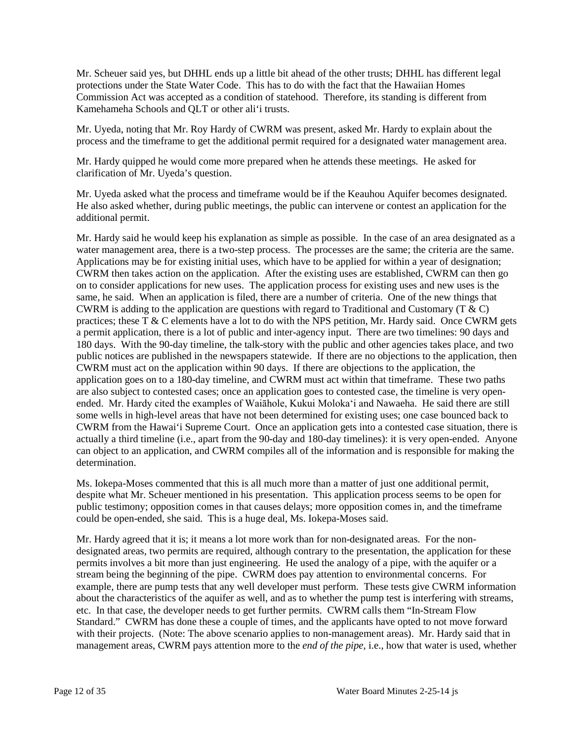Mr. Scheuer said yes, but DHHL ends up a little bit ahead of the other trusts; DHHL has different legal protections under the State Water Code. This has to do with the fact that the Hawaiian Homes Commission Act was accepted as a condition of statehood. Therefore, its standing is different from Kamehameha Schools and QLT or other ali‘i trusts.

Mr. Uyeda, noting that Mr. Roy Hardy of CWRM was present, asked Mr. Hardy to explain about the process and the timeframe to get the additional permit required for a designated water management area.

Mr. Hardy quipped he would come more prepared when he attends these meetings. He asked for clarification of Mr. Uyeda's question.

Mr. Uyeda asked what the process and timeframe would be if the Keauhou Aquifer becomes designated. He also asked whether, during public meetings, the public can intervene or contest an application for the additional permit.

Mr. Hardy said he would keep his explanation as simple as possible. In the case of an area designated as a water management area, there is a two-step process. The processes are the same; the criteria are the same. Applications may be for existing initial uses, which have to be applied for within a year of designation; CWRM then takes action on the application. After the existing uses are established, CWRM can then go on to consider applications for new uses. The application process for existing uses and new uses is the same, he said. When an application is filed, there are a number of criteria. One of the new things that CWRM is adding to the application are questions with regard to Traditional and Customary (T & C) practices; these T & C elements have a lot to do with the NPS petition, Mr. Hardy said. Once CWRM gets a permit application, there is a lot of public and inter-agency input. There are two timelines: 90 days and 180 days. With the 90-day timeline, the talk-story with the public and other agencies takes place, and two public notices are published in the newspapers statewide. If there are no objections to the application, then CWRM must act on the application within 90 days. If there are objections to the application, the application goes on to a 180-day timeline, and CWRM must act within that timeframe. These two paths are also subject to contested cases; once an application goes to contested case, the timeline is very open-ended. Mr. Hardy cited the examples of Waiāhole, Kukui Moloka‘i and Nawaeha. He said there are still some wells in high-level areas that have not been determined for existing uses; one case bounced back to CWRM from the Hawai‘i Supreme Court. Once an application gets into a contested case situation, there is actually a third timeline (i.e., apart from the 90-day and 180-day timelines): it is very open-ended. Anyone can object to an application, and CWRM compiles all of the information and is responsible for making the determination.

Ms. Iokepa-Moses commented that this is all much more than a matter of just one additional permit, despite what Mr. Scheuer mentioned in his presentation. This application process seems to be open for public testimony; opposition comes in that causes delays; more opposition comes in, and the timeframe could be open-ended, she said. This is a huge deal, Ms. Iokepa-Moses said.

Mr. Hardy agreed that it is; it means a lot more work than for non-designated areas. For the non-designated areas, two permits are required, although contrary to the presentation, the application for these permits involves a bit more than just engineering. He used the analogy of a pipe, with the aquifer or a stream being the beginning of the pipe. CWRM does pay attention to environmental concerns. For example, there are pump tests that any well developer must perform. These tests give CWRM information about the characteristics of the aquifer as well, and as to whether the pump test is interfering with streams, etc. In that case, the developer needs to get further permits. CWRM calls them "In-Stream Flow Standard." CWRM has done these a couple of times, and the applicants have opted to not move forward with their projects. (Note: The above scenario applies to non-management areas). Mr. Hardy said that in management areas, CWRM pays attention more to the *end of the pipe,* i.e., how that water is used, whether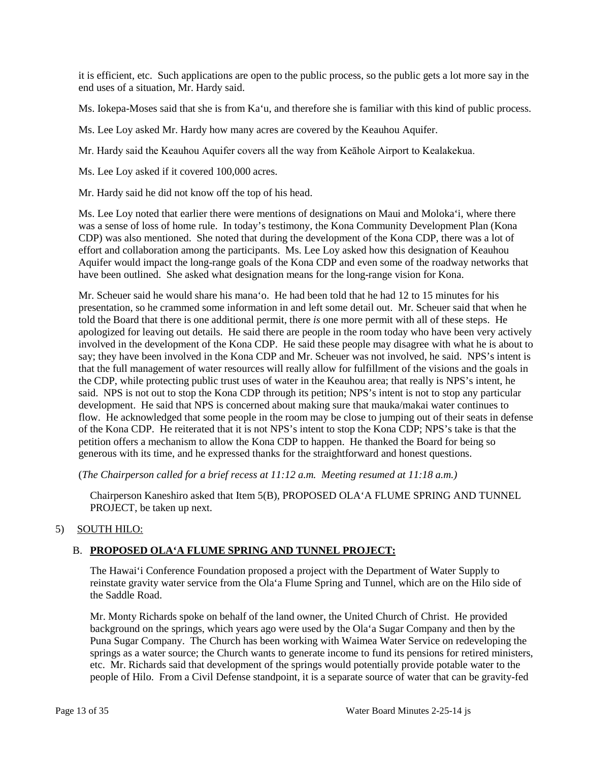it is efficient, etc. Such applications are open to the public process, so the public gets a lot more say in the end uses of a situation, Mr. Hardy said.

Ms. Iokepa-Moses said that she is from Ka‘u, and therefore she is familiar with this kind of public process.

Ms. Lee Loy asked Mr. Hardy how many acres are covered by the Keauhou Aquifer.

Mr. Hardy said the Keauhou Aquifer covers all the way from Keāhole Airport to Kealakekua.

Ms. Lee Loy asked if it covered 100,000 acres.

Mr. Hardy said he did not know off the top of his head.

Ms. Lee Loy noted that earlier there were mentions of designations on Maui and Moloka‘i, where there was a sense of loss of home rule. In today’s testimony, the Kona Community Development Plan (Kona CDP) was also mentioned. She noted that during the development of the Kona CDP, there was a lot of effort and collaboration among the participants. Ms. Lee Loy asked how this designation of Keauhou Aquifer would impact the long-range goals of the Kona CDP and even some of the roadway networks that have been outlined. She asked what designation means for the long-range vision for Kona.

Mr. Scheuer said he would share his mana‘o. He had been told that he had 12 to 15 minutes for his presentation, so he crammed some information in and left some detail out. Mr. Scheuer said that when he told the Board that there is one additional permit, there *is* one more permit with all of these steps. He apologized for leaving out details. He said there are people in the room today who have been very actively involved in the development of the Kona CDP. He said these people may disagree with what he is about to say; they have been involved in the Kona CDP and Mr. Scheuer was not involved, he said. NPS’s intent is that the full management of water resources will really allow for fulfillment of the visions and the goals in the CDP, while protecting public trust uses of water in the Keauhou area; that really is NPS’s intent, he said. NPS is not out to stop the Kona CDP through its petition; NPS’s intent is not to stop any particular development. He said that NPS is concerned about making sure that mauka/makai water continues to flow. He acknowledged that some people in the room may be close to jumping out of their seats in defense of the Kona CDP. He reiterated that it is not NPS’s intent to stop the Kona CDP; NPS’s take is that the petition offers a mechanism to allow the Kona CDP to happen. He thanked the Board for being so generous with its time, and he expressed thanks for the straightforward and honest questions.

(*The Chairperson called for a brief recess at 11:12 a.m. Meeting resumed at 11:18 a.m.)*

Chairperson Kaneshiro asked that Item 5(B), PROPOSED OLA‘A FLUME SPRING AND TUNNEL PROJECT, be taken up next.

5) SOUTH HILO:

B. **PROPOSED OLA‘A FLUME SPRING AND TUNNEL PROJECT:**

The Hawai‘i Conference Foundation proposed a project with the Department of Water Supply to reinstate gravity water service from the Ola‘a Flume Spring and Tunnel, which are on the Hilo side of the Saddle Road.

Mr. Monty Richards spoke on behalf of the land owner, the United Church of Christ. He provided background on the springs, which years ago were used by the Ola‘a Sugar Company and then by the Puna Sugar Company. The Church has been working with Waimea Water Service on redeveloping the springs as a water source; the Church wants to generate income to fund its pensions for retired ministers, etc. Mr. Richards said that development of the springs would potentially provide potable water to the people of Hilo. From a Civil Defense standpoint, it is a separate source of water that can be gravity-fed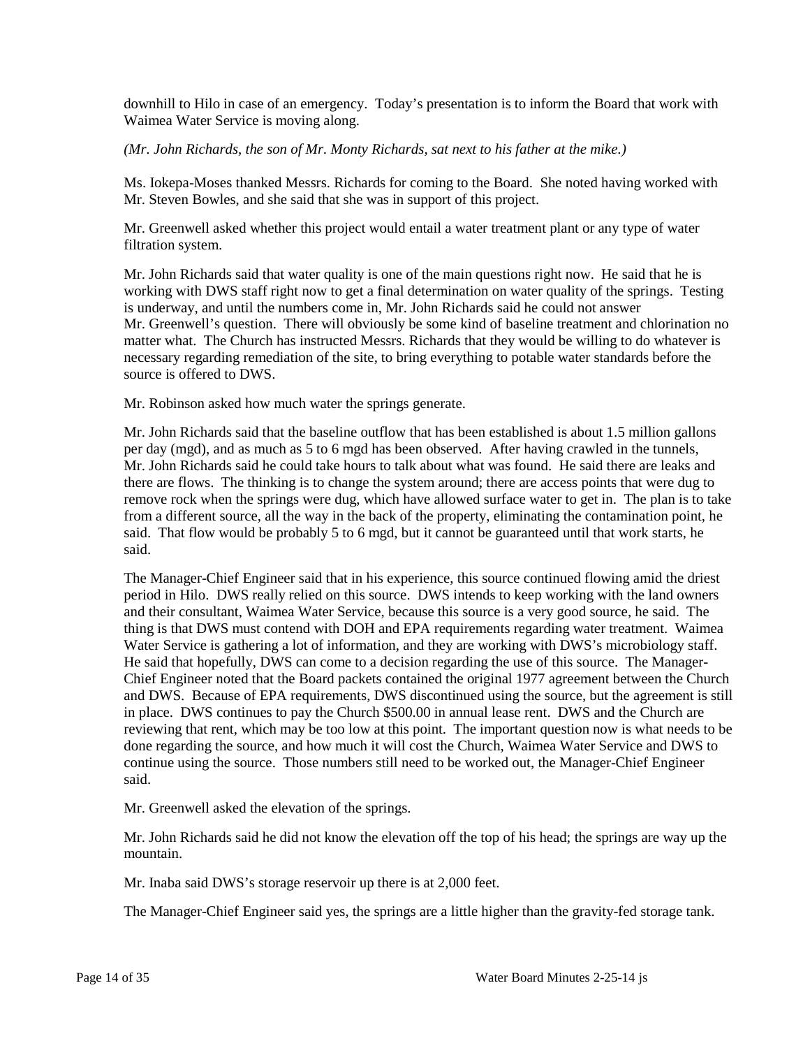downhill to Hilo in case of an emergency. Today's presentation is to inform the Board that work with Waimea Water Service is moving along.

*(Mr. John Richards, the son of Mr. Monty Richards, sat next to his father at the mike.)*

Ms. Iokepa-Moses thanked Messrs. Richards for coming to the Board. She noted having worked with Mr. Steven Bowles, and she said that she was in support of this project.

Mr. Greenwell asked whether this project would entail a water treatment plant or any type of water filtration system.

Mr. John Richards said that water quality is one of the main questions right now. He said that he is working with DWS staff right now to get a final determination on water quality of the springs. Testing is underway, and until the numbers come in, Mr. John Richards said he could not answer Mr. Greenwell's question. There will obviously be some kind of baseline treatment and chlorination no matter what. The Church has instructed Messrs. Richards that they would be willing to do whatever is necessary regarding remediation of the site, to bring everything to potable water standards before the source is offered to DWS.

Mr. Robinson asked how much water the springs generate.

Mr. John Richards said that the baseline outflow that has been established is about 1.5 million gallons per day (mgd), and as much as 5 to 6 mgd has been observed. After having crawled in the tunnels, Mr. John Richards said he could take hours to talk about what was found. He said there are leaks and there are flows. The thinking is to change the system around; there are access points that were dug to remove rock when the springs were dug, which have allowed surface water to get in. The plan is to take from a different source, all the way in the back of the property, eliminating the contamination point, he said. That flow would be probably 5 to 6 mgd, but it cannot be guaranteed until that work starts, he said.

The Manager-Chief Engineer said that in his experience, this source continued flowing amid the driest period in Hilo. DWS really relied on this source. DWS intends to keep working with the land owners and their consultant, Waimea Water Service, because this source is a very good source, he said. The thing is that DWS must contend with DOH and EPA requirements regarding water treatment. Waimea Water Service is gathering a lot of information, and they are working with DWS's microbiology staff. He said that hopefully, DWS can come to a decision regarding the use of this source. The Manager-Chief Engineer noted that the Board packets contained the original 1977 agreement between the Church and DWS. Because of EPA requirements, DWS discontinued using the source, but the agreement is still in place. DWS continues to pay the Church $500.00 in annual lease rent. DWS and the Church are reviewing that rent, which may be too low at this point. The important question now is what needs to be done regarding the source, and how much it will cost the Church, Waimea Water Service and DWS to continue using the source. Those numbers still need to be worked out, the Manager-Chief Engineer said.

Mr. Greenwell asked the elevation of the springs.

Mr. John Richards said he did not know the elevation off the top of his head; the springs are way up the mountain.

Mr. Inaba said DWS's storage reservoir up there is at 2,000 feet.

The Manager-Chief Engineer said yes, the springs are a little higher than the gravity-fed storage tank.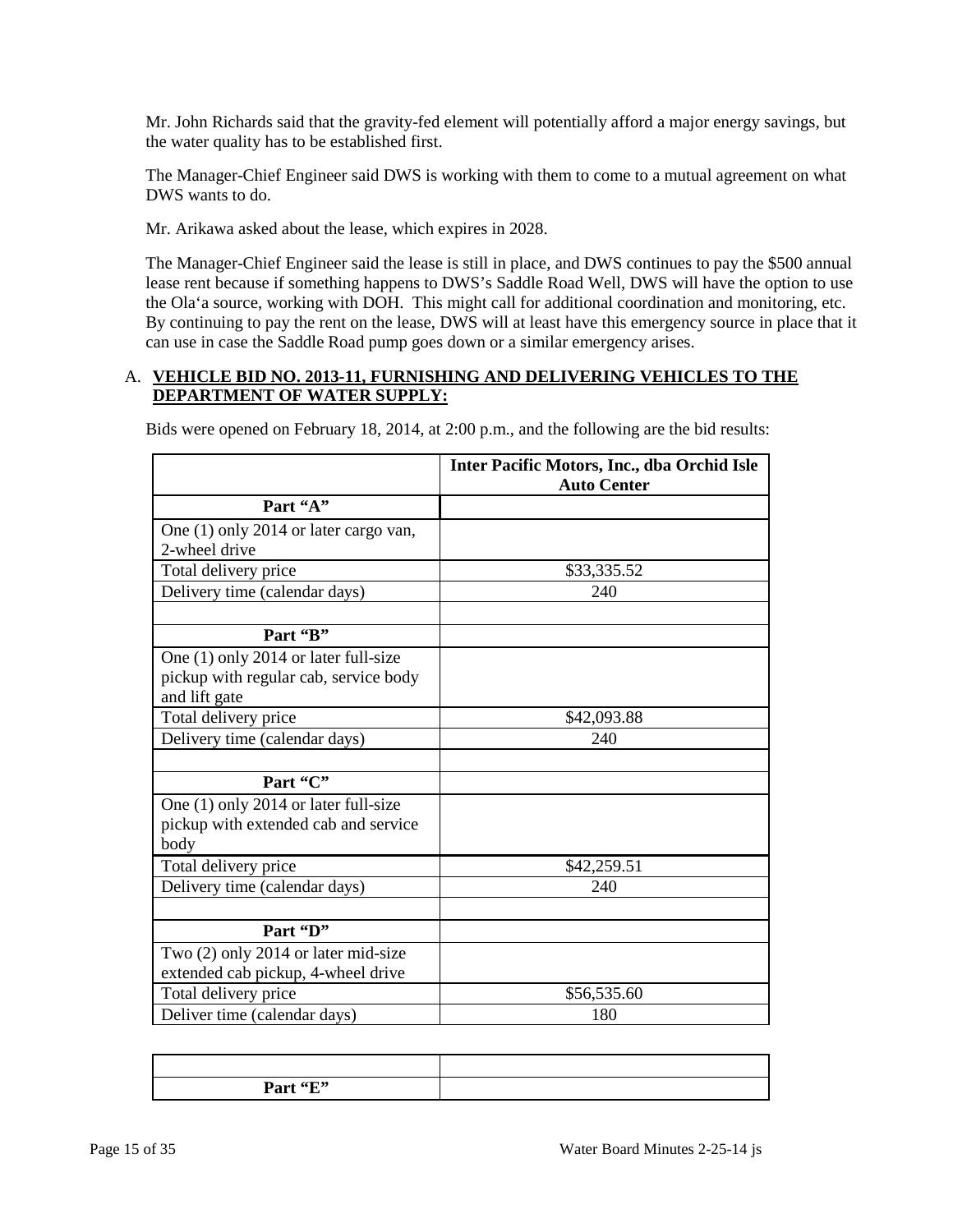Mr. John Richards said that the gravity-fed element will potentially afford a major energy savings, but the water quality has to be established first.

The Manager-Chief Engineer said DWS is working with them to come to a mutual agreement on what DWS wants to do.

Mr. Arikawa asked about the lease, which expires in 2028.

The Manager-Chief Engineer said the lease is still in place, and DWS continues to pay the $500 annual lease rent because if something happens to DWS's Saddle Road Well, DWS will have the option to use the Ola'a source, working with DOH. This might call for additional coordination and monitoring, etc. By continuing to pay the rent on the lease, DWS will at least have this emergency source in place that it can use in case the Saddle Road pump goes down or a similar emergency arises.

A. **VEHICLE BID NO. 2013-11, FURNISHING AND DELIVERING VEHICLES TO THE DEPARTMENT OF WATER SUPPLY:**

Bids were opened on February 18, 2014, at 2:00 p.m., and the following are the bid results:

| | **Inter Pacific Motors, Inc., dba Orchid Isle Auto Center** |
|---|---|
| **Part "A"** | |
| One (1) only 2014 or later cargo van, 2-wheel drive | |
| Total delivery price | $33,335.52 |
| Delivery time (calendar days) | 240 |
| | |
| **Part "B"** | |
| One (1) only 2014 or later full-size pickup with regular cab, service body and lift gate | |
| Total delivery price | $42,093.88 |
| Delivery time (calendar days) | 240 |
| | |
| **Part "C"** | |
| One (1) only 2014 or later full-size pickup with extended cab and service body | |
| Total delivery price | $42,259.51 |
| Delivery time (calendar days) | 240 |
| | |
| **Part "D"** | |
| Two (2) only 2014 or later mid-size extended cab pickup, 4-wheel drive | |
| Total delivery price | $56,535.60 |
| Deliver time (calendar days) | 180 |

| | |
|---|---|
| **Part "E"** | |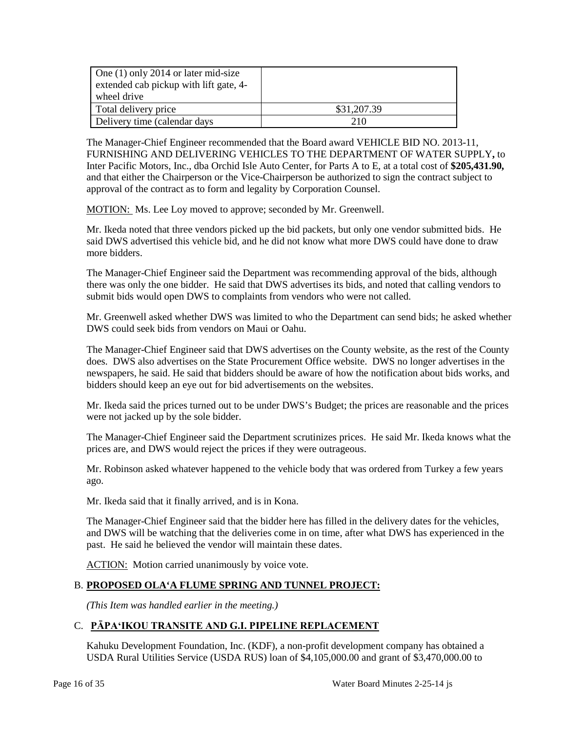| One (1) only 2014 or later mid-size extended cab pickup with lift gate, 4-wheel drive | |
|---|---|
| Total delivery price | \$31,207.39 |
| Delivery time (calendar days | 210 |

The Manager-Chief Engineer recommended that the Board award VEHICLE BID NO. 2013-11, FURNISHING AND DELIVERING VEHICLES TO THE DEPARTMENT OF WATER SUPPLY**,** to Inter Pacific Motors, Inc., dba Orchid Isle Auto Center, for Parts A to E, at a total cost of **\$205,431.90,** and that either the Chairperson or the Vice-Chairperson be authorized to sign the contract subject to approval of the contract as to form and legality by Corporation Counsel.

MOTION: Ms. Lee Loy moved to approve; seconded by Mr. Greenwell.

Mr. Ikeda noted that three vendors picked up the bid packets, but only one vendor submitted bids. He said DWS advertised this vehicle bid, and he did not know what more DWS could have done to draw more bidders.

The Manager-Chief Engineer said the Department was recommending approval of the bids, although there was only the one bidder. He said that DWS advertises its bids, and noted that calling vendors to submit bids would open DWS to complaints from vendors who were not called.

Mr. Greenwell asked whether DWS was limited to who the Department can send bids; he asked whether DWS could seek bids from vendors on Maui or Oahu.

The Manager-Chief Engineer said that DWS advertises on the County website, as the rest of the County does. DWS also advertises on the State Procurement Office website. DWS no longer advertises in the newspapers, he said. He said that bidders should be aware of how the notification about bids works, and bidders should keep an eye out for bid advertisements on the websites.

Mr. Ikeda said the prices turned out to be under DWS's Budget; the prices are reasonable and the prices were not jacked up by the sole bidder.

The Manager-Chief Engineer said the Department scrutinizes prices. He said Mr. Ikeda knows what the prices are, and DWS would reject the prices if they were outrageous.

Mr. Robinson asked whatever happened to the vehicle body that was ordered from Turkey a few years ago.

Mr. Ikeda said that it finally arrived, and is in Kona.

The Manager-Chief Engineer said that the bidder here has filled in the delivery dates for the vehicles, and DWS will be watching that the deliveries come in on time, after what DWS has experienced in the past. He said he believed the vendor will maintain these dates.

ACTION: Motion carried unanimously by voice vote.

### B. PROPOSED OLA'A FLUME SPRING AND TUNNEL PROJECT:

*(This Item was handled earlier in the meeting.)*

### C. PĀPA'IKOU TRANSITE AND G.I. PIPELINE REPLACEMENT

Kahuku Development Foundation, Inc. (KDF), a non-profit development company has obtained a USDA Rural Utilities Service (USDA RUS) loan of \$4,105,000.00 and grant of \$3,470,000.00 to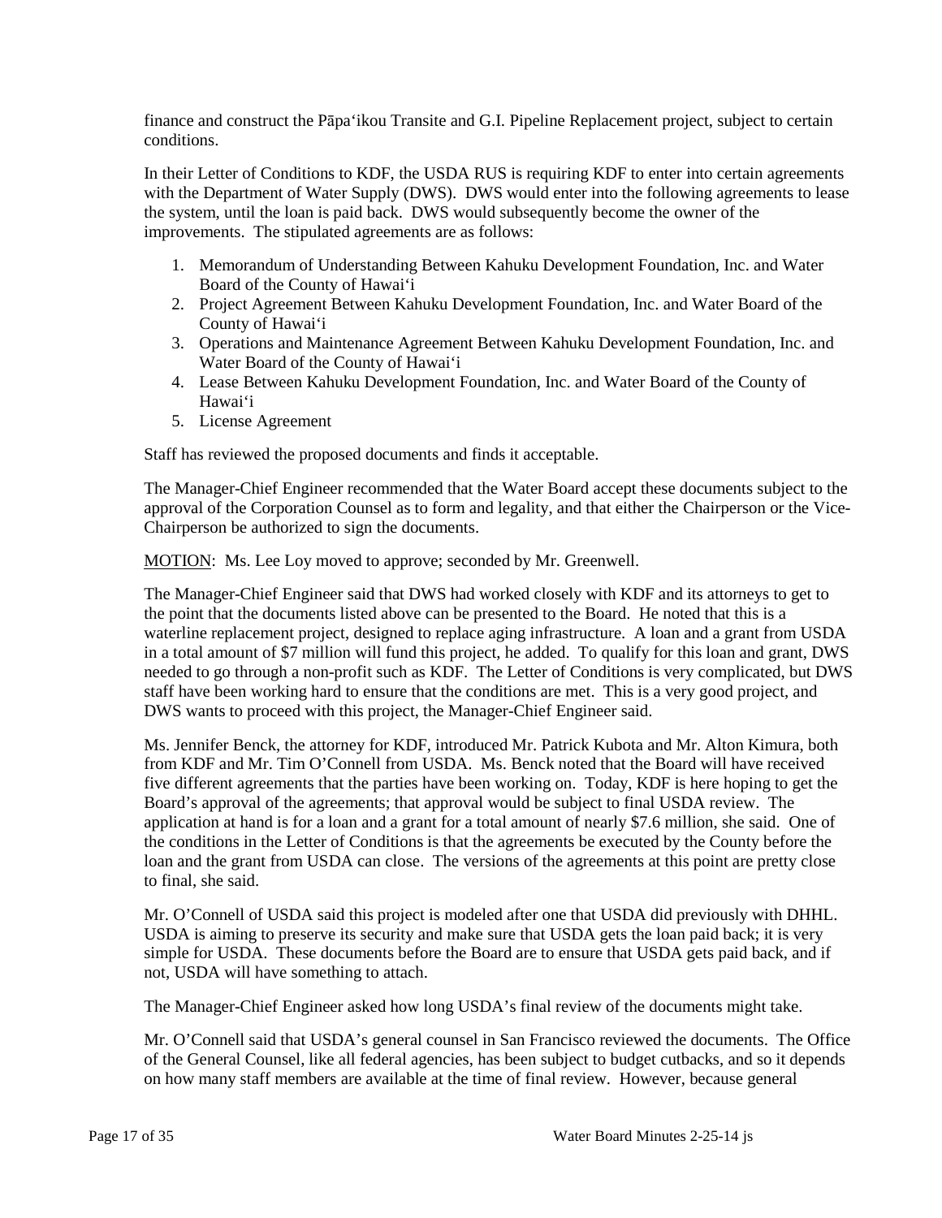finance and construct the Pāpaʻikou Transite and G.I. Pipeline Replacement project, subject to certain conditions.

In their Letter of Conditions to KDF, the USDA RUS is requiring KDF to enter into certain agreements with the Department of Water Supply (DWS). DWS would enter into the following agreements to lease the system, until the loan is paid back. DWS would subsequently become the owner of the improvements. The stipulated agreements are as follows:

1. Memorandum of Understanding Between Kahuku Development Foundation, Inc. and Water Board of the County of Hawaiʻi
2. Project Agreement Between Kahuku Development Foundation, Inc. and Water Board of the County of Hawaiʻi
3. Operations and Maintenance Agreement Between Kahuku Development Foundation, Inc. and Water Board of the County of Hawaiʻi
4. Lease Between Kahuku Development Foundation, Inc. and Water Board of the County of Hawaiʻi
5. License Agreement

Staff has reviewed the proposed documents and finds it acceptable.

The Manager-Chief Engineer recommended that the Water Board accept these documents subject to the approval of the Corporation Counsel as to form and legality, and that either the Chairperson or the Vice-Chairperson be authorized to sign the documents.

MOTION: Ms. Lee Loy moved to approve; seconded by Mr. Greenwell.

The Manager-Chief Engineer said that DWS had worked closely with KDF and its attorneys to get to the point that the documents listed above can be presented to the Board. He noted that this is a waterline replacement project, designed to replace aging infrastructure. A loan and a grant from USDA in a total amount of $7 million will fund this project, he added. To qualify for this loan and grant, DWS needed to go through a non-profit such as KDF. The Letter of Conditions is very complicated, but DWS staff have been working hard to ensure that the conditions are met. This is a very good project, and DWS wants to proceed with this project, the Manager-Chief Engineer said.

Ms. Jennifer Benck, the attorney for KDF, introduced Mr. Patrick Kubota and Mr. Alton Kimura, both from KDF and Mr. Tim O'Connell from USDA. Ms. Benck noted that the Board will have received five different agreements that the parties have been working on. Today, KDF is here hoping to get the Board's approval of the agreements; that approval would be subject to final USDA review. The application at hand is for a loan and a grant for a total amount of nearly $7.6 million, she said. One of the conditions in the Letter of Conditions is that the agreements be executed by the County before the loan and the grant from USDA can close. The versions of the agreements at this point are pretty close to final, she said.

Mr. O'Connell of USDA said this project is modeled after one that USDA did previously with DHHL. USDA is aiming to preserve its security and make sure that USDA gets the loan paid back; it is very simple for USDA. These documents before the Board are to ensure that USDA gets paid back, and if not, USDA will have something to attach.

The Manager-Chief Engineer asked how long USDA's final review of the documents might take.

Mr. O'Connell said that USDA's general counsel in San Francisco reviewed the documents. The Office of the General Counsel, like all federal agencies, has been subject to budget cutbacks, and so it depends on how many staff members are available at the time of final review. However, because general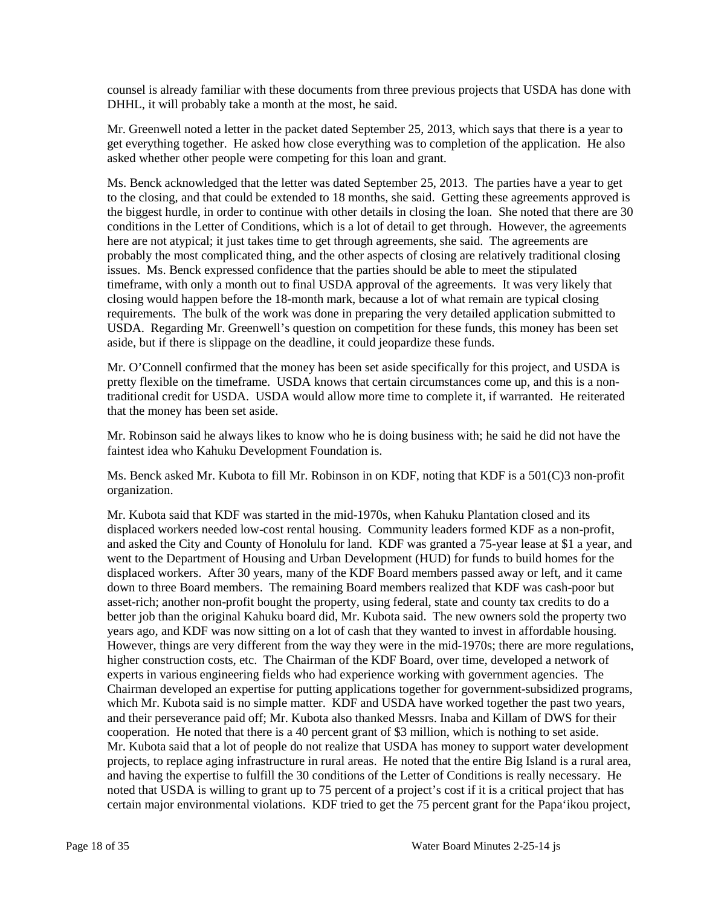counsel is already familiar with these documents from three previous projects that USDA has done with DHHL, it will probably take a month at the most, he said.

Mr. Greenwell noted a letter in the packet dated September 25, 2013, which says that there is a year to get everything together. He asked how close everything was to completion of the application. He also asked whether other people were competing for this loan and grant.

Ms. Benck acknowledged that the letter was dated September 25, 2013. The parties have a year to get to the closing, and that could be extended to 18 months, she said. Getting these agreements approved is the biggest hurdle, in order to continue with other details in closing the loan. She noted that there are 30 conditions in the Letter of Conditions, which is a lot of detail to get through. However, the agreements here are not atypical; it just takes time to get through agreements, she said. The agreements are probably the most complicated thing, and the other aspects of closing are relatively traditional closing issues. Ms. Benck expressed confidence that the parties should be able to meet the stipulated timeframe, with only a month out to final USDA approval of the agreements. It was very likely that closing would happen before the 18-month mark, because a lot of what remain are typical closing requirements. The bulk of the work was done in preparing the very detailed application submitted to USDA. Regarding Mr. Greenwell's question on competition for these funds, this money has been set aside, but if there is slippage on the deadline, it could jeopardize these funds.

Mr. O'Connell confirmed that the money has been set aside specifically for this project, and USDA is pretty flexible on the timeframe. USDA knows that certain circumstances come up, and this is a non-traditional credit for USDA. USDA would allow more time to complete it, if warranted. He reiterated that the money has been set aside.

Mr. Robinson said he always likes to know who he is doing business with; he said he did not have the faintest idea who Kahuku Development Foundation is.

Ms. Benck asked Mr. Kubota to fill Mr. Robinson in on KDF, noting that KDF is a 501(C)3 non-profit organization.

Mr. Kubota said that KDF was started in the mid-1970s, when Kahuku Plantation closed and its displaced workers needed low-cost rental housing. Community leaders formed KDF as a non-profit, and asked the City and County of Honolulu for land. KDF was granted a 75-year lease at $1 a year, and went to the Department of Housing and Urban Development (HUD) for funds to build homes for the displaced workers. After 30 years, many of the KDF Board members passed away or left, and it came down to three Board members. The remaining Board members realized that KDF was cash-poor but asset-rich; another non-profit bought the property, using federal, state and county tax credits to do a better job than the original Kahuku board did, Mr. Kubota said. The new owners sold the property two years ago, and KDF was now sitting on a lot of cash that they wanted to invest in affordable housing. However, things are very different from the way they were in the mid-1970s; there are more regulations, higher construction costs, etc. The Chairman of the KDF Board, over time, developed a network of experts in various engineering fields who had experience working with government agencies. The Chairman developed an expertise for putting applications together for government-subsidized programs, which Mr. Kubota said is no simple matter. KDF and USDA have worked together the past two years, and their perseverance paid off; Mr. Kubota also thanked Messrs. Inaba and Killam of DWS for their cooperation. He noted that there is a 40 percent grant of $3 million, which is nothing to set aside. Mr. Kubota said that a lot of people do not realize that USDA has money to support water development projects, to replace aging infrastructure in rural areas. He noted that the entire Big Island is a rural area, and having the expertise to fulfill the 30 conditions of the Letter of Conditions is really necessary. He noted that USDA is willing to grant up to 75 percent of a project's cost if it is a critical project that has certain major environmental violations. KDF tried to get the 75 percent grant for the Papa'ikou project,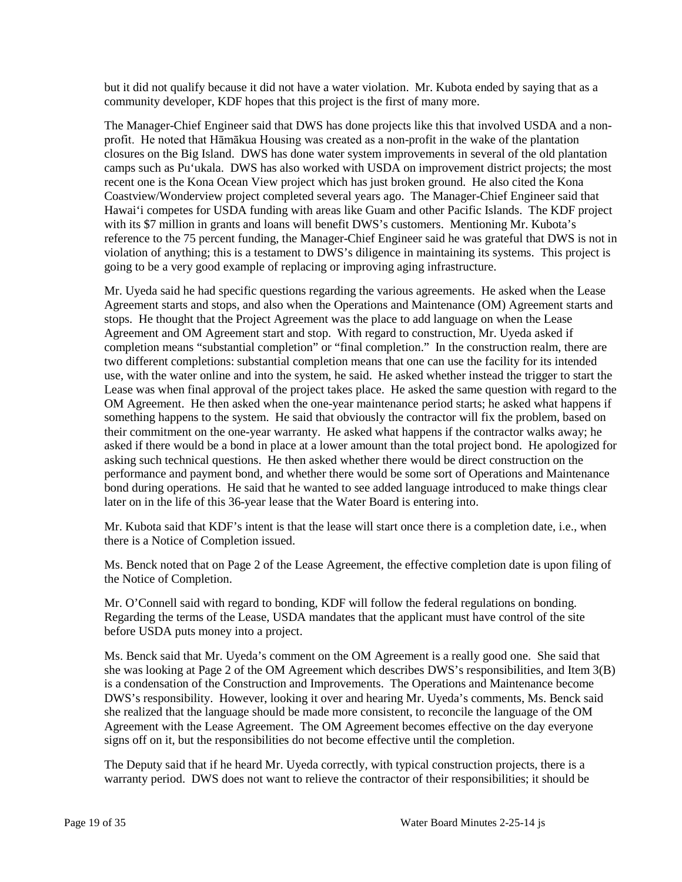but it did not qualify because it did not have a water violation. Mr. Kubota ended by saying that as a community developer, KDF hopes that this project is the first of many more.

The Manager-Chief Engineer said that DWS has done projects like this that involved USDA and a non-profit. He noted that Hāmākua Housing was created as a non-profit in the wake of the plantation closures on the Big Island. DWS has done water system improvements in several of the old plantation camps such as Pu‘ukala. DWS has also worked with USDA on improvement district projects; the most recent one is the Kona Ocean View project which has just broken ground. He also cited the Kona Coastview/Wonderview project completed several years ago. The Manager-Chief Engineer said that Hawai‘i competes for USDA funding with areas like Guam and other Pacific Islands. The KDF project with its $7 million in grants and loans will benefit DWS's customers. Mentioning Mr. Kubota's reference to the 75 percent funding, the Manager-Chief Engineer said he was grateful that DWS is not in violation of anything; this is a testament to DWS's diligence in maintaining its systems. This project is going to be a very good example of replacing or improving aging infrastructure.

Mr. Uyeda said he had specific questions regarding the various agreements. He asked when the Lease Agreement starts and stops, and also when the Operations and Maintenance (OM) Agreement starts and stops. He thought that the Project Agreement was the place to add language on when the Lease Agreement and OM Agreement start and stop. With regard to construction, Mr. Uyeda asked if completion means "substantial completion" or "final completion." In the construction realm, there are two different completions: substantial completion means that one can use the facility for its intended use, with the water online and into the system, he said. He asked whether instead the trigger to start the Lease was when final approval of the project takes place. He asked the same question with regard to the OM Agreement. He then asked when the one-year maintenance period starts; he asked what happens if something happens to the system. He said that obviously the contractor will fix the problem, based on their commitment on the one-year warranty. He asked what happens if the contractor walks away; he asked if there would be a bond in place at a lower amount than the total project bond. He apologized for asking such technical questions. He then asked whether there would be direct construction on the performance and payment bond, and whether there would be some sort of Operations and Maintenance bond during operations. He said that he wanted to see added language introduced to make things clear later on in the life of this 36-year lease that the Water Board is entering into.

Mr. Kubota said that KDF's intent is that the lease will start once there is a completion date, i.e., when there is a Notice of Completion issued.

Ms. Benck noted that on Page 2 of the Lease Agreement, the effective completion date is upon filing of the Notice of Completion.

Mr. O'Connell said with regard to bonding, KDF will follow the federal regulations on bonding. Regarding the terms of the Lease, USDA mandates that the applicant must have control of the site before USDA puts money into a project.

Ms. Benck said that Mr. Uyeda's comment on the OM Agreement is a really good one. She said that she was looking at Page 2 of the OM Agreement which describes DWS's responsibilities, and Item 3(B) is a condensation of the Construction and Improvements. The Operations and Maintenance become DWS's responsibility. However, looking it over and hearing Mr. Uyeda's comments, Ms. Benck said she realized that the language should be made more consistent, to reconcile the language of the OM Agreement with the Lease Agreement. The OM Agreement becomes effective on the day everyone signs off on it, but the responsibilities do not become effective until the completion.

The Deputy said that if he heard Mr. Uyeda correctly, with typical construction projects, there is a warranty period. DWS does not want to relieve the contractor of their responsibilities; it should be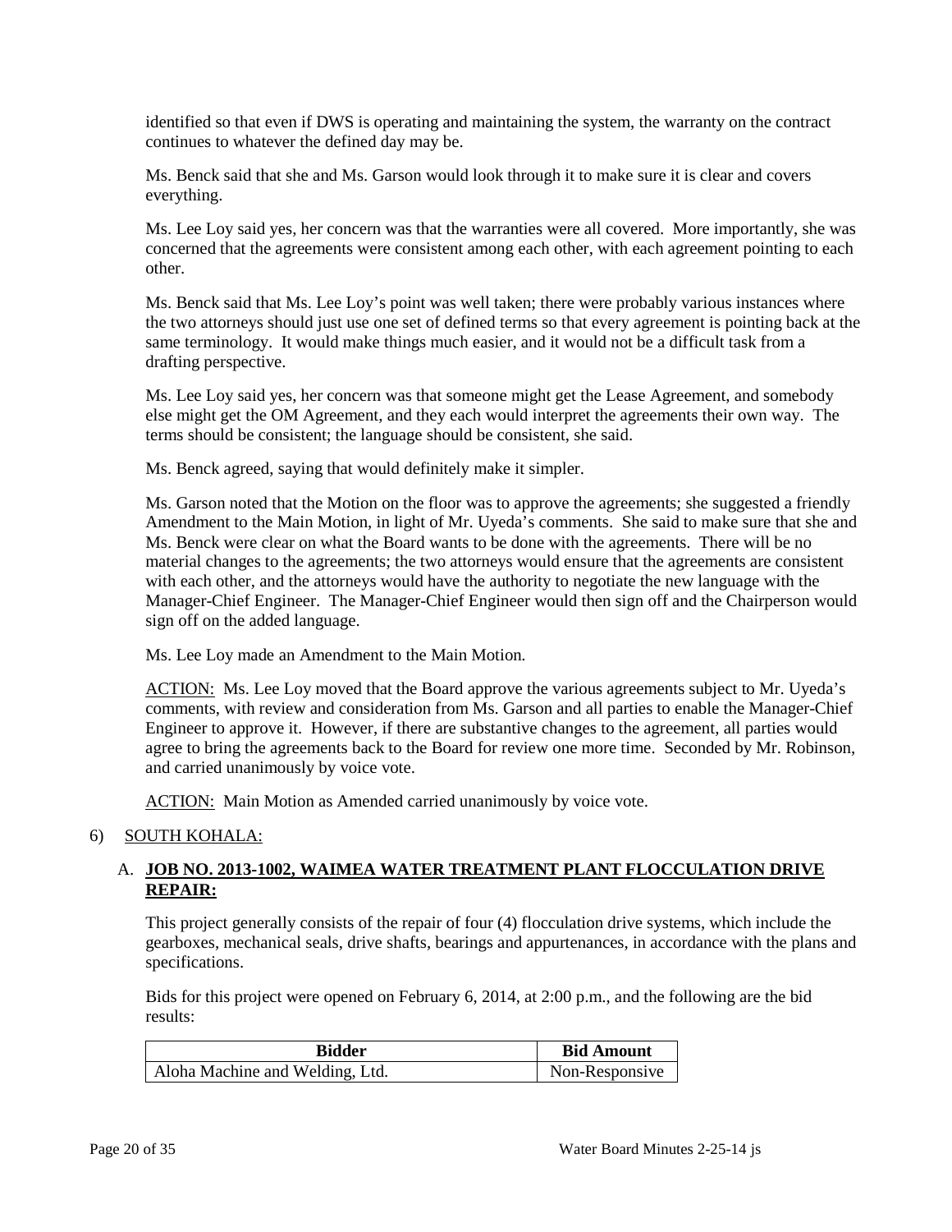identified so that even if DWS is operating and maintaining the system, the warranty on the contract continues to whatever the defined day may be.

Ms. Benck said that she and Ms. Garson would look through it to make sure it is clear and covers everything.

Ms. Lee Loy said yes, her concern was that the warranties were all covered. More importantly, she was concerned that the agreements were consistent among each other, with each agreement pointing to each other.

Ms. Benck said that Ms. Lee Loy's point was well taken; there were probably various instances where the two attorneys should just use one set of defined terms so that every agreement is pointing back at the same terminology. It would make things much easier, and it would not be a difficult task from a drafting perspective.

Ms. Lee Loy said yes, her concern was that someone might get the Lease Agreement, and somebody else might get the OM Agreement, and they each would interpret the agreements their own way. The terms should be consistent; the language should be consistent, she said.

Ms. Benck agreed, saying that would definitely make it simpler.

Ms. Garson noted that the Motion on the floor was to approve the agreements; she suggested a friendly Amendment to the Main Motion, in light of Mr. Uyeda's comments. She said to make sure that she and Ms. Benck were clear on what the Board wants to be done with the agreements. There will be no material changes to the agreements; the two attorneys would ensure that the agreements are consistent with each other, and the attorneys would have the authority to negotiate the new language with the Manager-Chief Engineer. The Manager-Chief Engineer would then sign off and the Chairperson would sign off on the added language.

Ms. Lee Loy made an Amendment to the Main Motion.

ACTION: Ms. Lee Loy moved that the Board approve the various agreements subject to Mr. Uyeda's comments, with review and consideration from Ms. Garson and all parties to enable the Manager-Chief Engineer to approve it. However, if there are substantive changes to the agreement, all parties would agree to bring the agreements back to the Board for review one more time. Seconded by Mr. Robinson, and carried unanimously by voice vote.

ACTION: Main Motion as Amended carried unanimously by voice vote.

6) SOUTH KOHALA:

A. **JOB NO. 2013-1002, WAIMEA WATER TREATMENT PLANT FLOCCULATION DRIVE REPAIR:**

This project generally consists of the repair of four (4) flocculation drive systems, which include the gearboxes, mechanical seals, drive shafts, bearings and appurtenances, in accordance with the plans and specifications.

Bids for this project were opened on February 6, 2014, at 2:00 p.m., and the following are the bid results:

| Bidder | Bid Amount |
|---|---|
| Aloha Machine and Welding, Ltd. | Non-Responsive |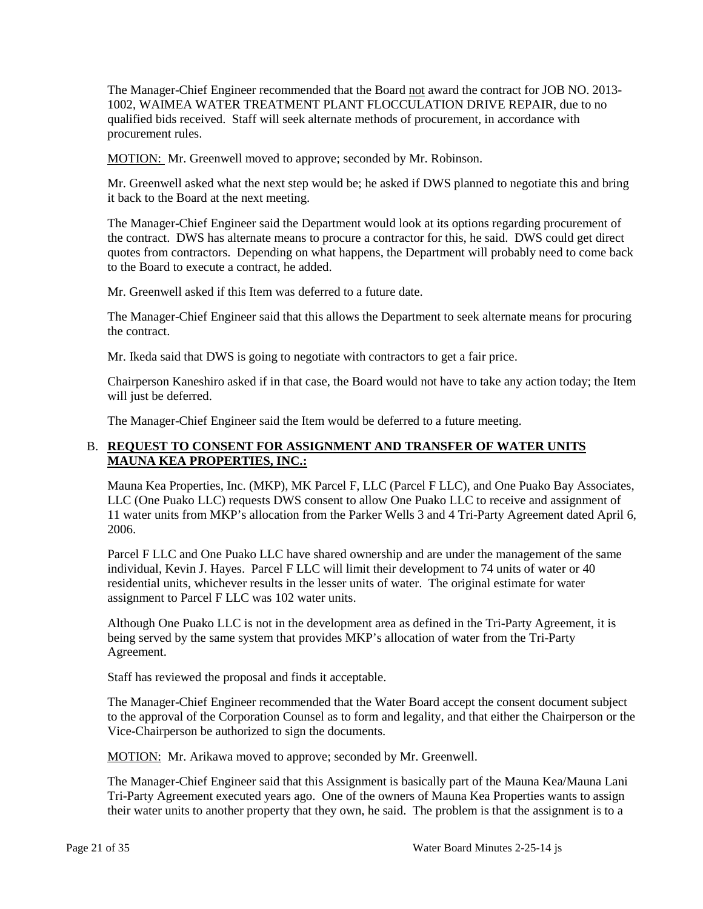The Manager-Chief Engineer recommended that the Board <u>not</u> award the contract for JOB NO. 2013-1002, WAIMEA WATER TREATMENT PLANT FLOCCULATION DRIVE REPAIR, due to no qualified bids received. Staff will seek alternate methods of procurement, in accordance with procurement rules.

<u>MOTION:</u> Mr. Greenwell moved to approve; seconded by Mr. Robinson.

Mr. Greenwell asked what the next step would be; he asked if DWS planned to negotiate this and bring it back to the Board at the next meeting.

The Manager-Chief Engineer said the Department would look at its options regarding procurement of the contract. DWS has alternate means to procure a contractor for this, he said. DWS could get direct quotes from contractors. Depending on what happens, the Department will probably need to come back to the Board to execute a contract, he added.

Mr. Greenwell asked if this Item was deferred to a future date.

The Manager-Chief Engineer said that this allows the Department to seek alternate means for procuring the contract.

Mr. Ikeda said that DWS is going to negotiate with contractors to get a fair price.

Chairperson Kaneshiro asked if in that case, the Board would not have to take any action today; the Item will just be deferred.

The Manager-Chief Engineer said the Item would be deferred to a future meeting.

### B. <u>REQUEST TO CONSENT FOR ASSIGNMENT AND TRANSFER OF WATER UNITS MAUNA KEA PROPERTIES, INC.:</u>

Mauna Kea Properties, Inc. (MKP), MK Parcel F, LLC (Parcel F LLC), and One Puako Bay Associates, LLC (One Puako LLC) requests DWS consent to allow One Puako LLC to receive and assignment of 11 water units from MKP's allocation from the Parker Wells 3 and 4 Tri-Party Agreement dated April 6, 2006.

Parcel F LLC and One Puako LLC have shared ownership and are under the management of the same individual, Kevin J. Hayes. Parcel F LLC will limit their development to 74 units of water or 40 residential units, whichever results in the lesser units of water. The original estimate for water assignment to Parcel F LLC was 102 water units.

Although One Puako LLC is not in the development area as defined in the Tri-Party Agreement, it is being served by the same system that provides MKP's allocation of water from the Tri-Party Agreement.

Staff has reviewed the proposal and finds it acceptable.

The Manager-Chief Engineer recommended that the Water Board accept the consent document subject to the approval of the Corporation Counsel as to form and legality, and that either the Chairperson or the Vice-Chairperson be authorized to sign the documents.

<u>MOTION:</u> Mr. Arikawa moved to approve; seconded by Mr. Greenwell.

The Manager-Chief Engineer said that this Assignment is basically part of the Mauna Kea/Mauna Lani Tri-Party Agreement executed years ago. One of the owners of Mauna Kea Properties wants to assign their water units to another property that they own, he said. The problem is that the assignment is to a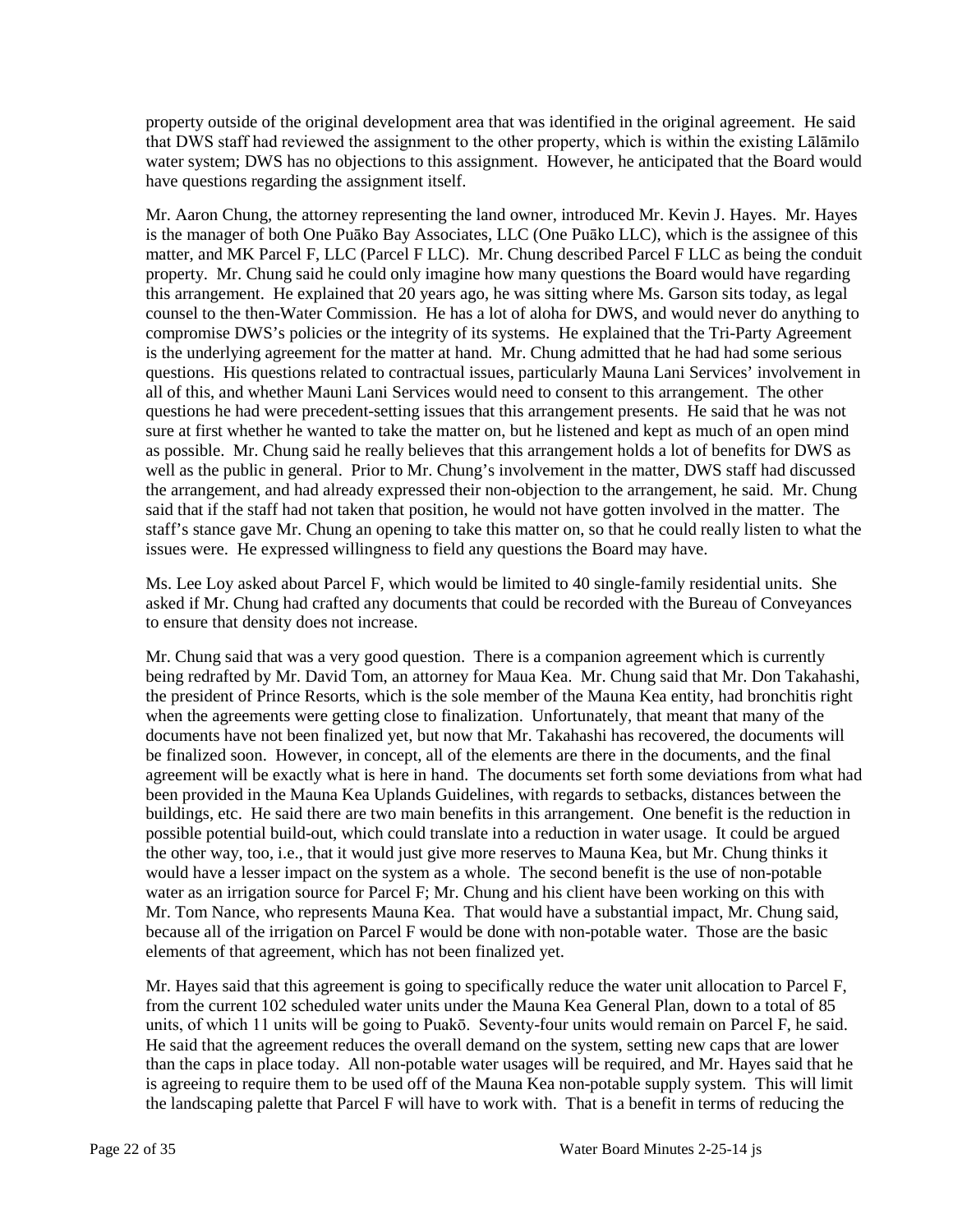property outside of the original development area that was identified in the original agreement. He said that DWS staff had reviewed the assignment to the other property, which is within the existing Lālāmilo water system; DWS has no objections to this assignment. However, he anticipated that the Board would have questions regarding the assignment itself.

Mr. Aaron Chung, the attorney representing the land owner, introduced Mr. Kevin J. Hayes. Mr. Hayes is the manager of both One Puāko Bay Associates, LLC (One Puāko LLC), which is the assignee of this matter, and MK Parcel F, LLC (Parcel F LLC). Mr. Chung described Parcel F LLC as being the conduit property. Mr. Chung said he could only imagine how many questions the Board would have regarding this arrangement. He explained that 20 years ago, he was sitting where Ms. Garson sits today, as legal counsel to the then-Water Commission. He has a lot of aloha for DWS, and would never do anything to compromise DWS's policies or the integrity of its systems. He explained that the Tri-Party Agreement is the underlying agreement for the matter at hand. Mr. Chung admitted that he had had some serious questions. His questions related to contractual issues, particularly Mauna Lani Services' involvement in all of this, and whether Mauni Lani Services would need to consent to this arrangement. The other questions he had were precedent-setting issues that this arrangement presents. He said that he was not sure at first whether he wanted to take the matter on, but he listened and kept as much of an open mind as possible. Mr. Chung said he really believes that this arrangement holds a lot of benefits for DWS as well as the public in general. Prior to Mr. Chung's involvement in the matter, DWS staff had discussed the arrangement, and had already expressed their non-objection to the arrangement, he said. Mr. Chung said that if the staff had not taken that position, he would not have gotten involved in the matter. The staff's stance gave Mr. Chung an opening to take this matter on, so that he could really listen to what the issues were. He expressed willingness to field any questions the Board may have.

Ms. Lee Loy asked about Parcel F, which would be limited to 40 single-family residential units. She asked if Mr. Chung had crafted any documents that could be recorded with the Bureau of Conveyances to ensure that density does not increase.

Mr. Chung said that was a very good question. There is a companion agreement which is currently being redrafted by Mr. David Tom, an attorney for Maua Kea. Mr. Chung said that Mr. Don Takahashi, the president of Prince Resorts, which is the sole member of the Mauna Kea entity, had bronchitis right when the agreements were getting close to finalization. Unfortunately, that meant that many of the documents have not been finalized yet, but now that Mr. Takahashi has recovered, the documents will be finalized soon. However, in concept, all of the elements are there in the documents, and the final agreement will be exactly what is here in hand. The documents set forth some deviations from what had been provided in the Mauna Kea Uplands Guidelines, with regards to setbacks, distances between the buildings, etc. He said there are two main benefits in this arrangement. One benefit is the reduction in possible potential build-out, which could translate into a reduction in water usage. It could be argued the other way, too, i.e., that it would just give more reserves to Mauna Kea, but Mr. Chung thinks it would have a lesser impact on the system as a whole. The second benefit is the use of non-potable water as an irrigation source for Parcel F; Mr. Chung and his client have been working on this with Mr. Tom Nance, who represents Mauna Kea. That would have a substantial impact, Mr. Chung said, because all of the irrigation on Parcel F would be done with non-potable water. Those are the basic elements of that agreement, which has not been finalized yet.

Mr. Hayes said that this agreement is going to specifically reduce the water unit allocation to Parcel F, from the current 102 scheduled water units under the Mauna Kea General Plan, down to a total of 85 units, of which 11 units will be going to Puakō. Seventy-four units would remain on Parcel F, he said. He said that the agreement reduces the overall demand on the system, setting new caps that are lower than the caps in place today. All non-potable water usages will be required, and Mr. Hayes said that he is agreeing to require them to be used off of the Mauna Kea non-potable supply system. This will limit the landscaping palette that Parcel F will have to work with. That is a benefit in terms of reducing the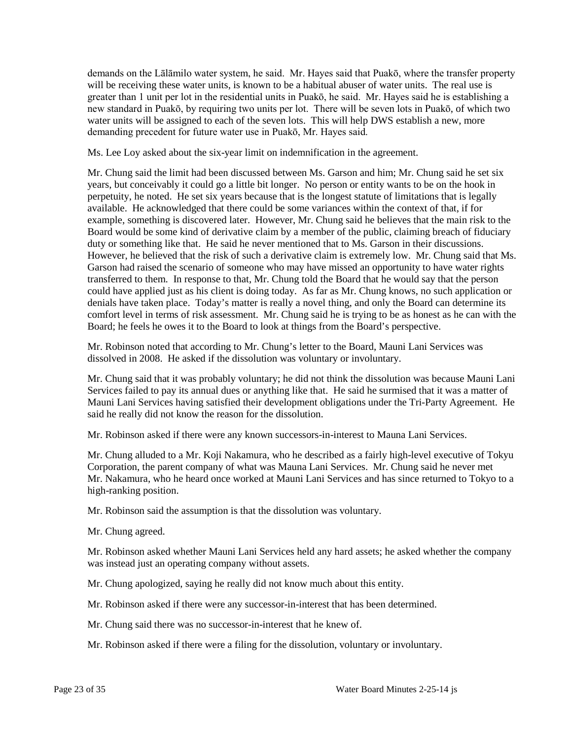demands on the Lālāmilo water system, he said. Mr. Hayes said that Puakō, where the transfer property will be receiving these water units, is known to be a habitual abuser of water units. The real use is greater than 1 unit per lot in the residential units in Puakō, he said. Mr. Hayes said he is establishing a new standard in Puakō, by requiring two units per lot. There will be seven lots in Puakō, of which two water units will be assigned to each of the seven lots. This will help DWS establish a new, more demanding precedent for future water use in Puakō, Mr. Hayes said.

Ms. Lee Loy asked about the six-year limit on indemnification in the agreement.

Mr. Chung said the limit had been discussed between Ms. Garson and him; Mr. Chung said he set six years, but conceivably it could go a little bit longer. No person or entity wants to be on the hook in perpetuity, he noted. He set six years because that is the longest statute of limitations that is legally available. He acknowledged that there could be some variances within the context of that, if for example, something is discovered later. However, Mr. Chung said he believes that the main risk to the Board would be some kind of derivative claim by a member of the public, claiming breach of fiduciary duty or something like that. He said he never mentioned that to Ms. Garson in their discussions. However, he believed that the risk of such a derivative claim is extremely low. Mr. Chung said that Ms. Garson had raised the scenario of someone who may have missed an opportunity to have water rights transferred to them. In response to that, Mr. Chung told the Board that he would say that the person could have applied just as his client is doing today. As far as Mr. Chung knows, no such application or denials have taken place. Today's matter is really a novel thing, and only the Board can determine its comfort level in terms of risk assessment. Mr. Chung said he is trying to be as honest as he can with the Board; he feels he owes it to the Board to look at things from the Board's perspective.

Mr. Robinson noted that according to Mr. Chung's letter to the Board, Mauni Lani Services was dissolved in 2008. He asked if the dissolution was voluntary or involuntary.

Mr. Chung said that it was probably voluntary; he did not think the dissolution was because Mauni Lani Services failed to pay its annual dues or anything like that. He said he surmised that it was a matter of Mauni Lani Services having satisfied their development obligations under the Tri-Party Agreement. He said he really did not know the reason for the dissolution.

Mr. Robinson asked if there were any known successors-in-interest to Mauna Lani Services.

Mr. Chung alluded to a Mr. Koji Nakamura, who he described as a fairly high-level executive of Tokyu Corporation, the parent company of what was Mauna Lani Services. Mr. Chung said he never met Mr. Nakamura, who he heard once worked at Mauni Lani Services and has since returned to Tokyo to a high-ranking position.

Mr. Robinson said the assumption is that the dissolution was voluntary.

Mr. Chung agreed.

Mr. Robinson asked whether Mauni Lani Services held any hard assets; he asked whether the company was instead just an operating company without assets.

Mr. Chung apologized, saying he really did not know much about this entity.

Mr. Robinson asked if there were any successor-in-interest that has been determined.

Mr. Chung said there was no successor-in-interest that he knew of.

Mr. Robinson asked if there were a filing for the dissolution, voluntary or involuntary.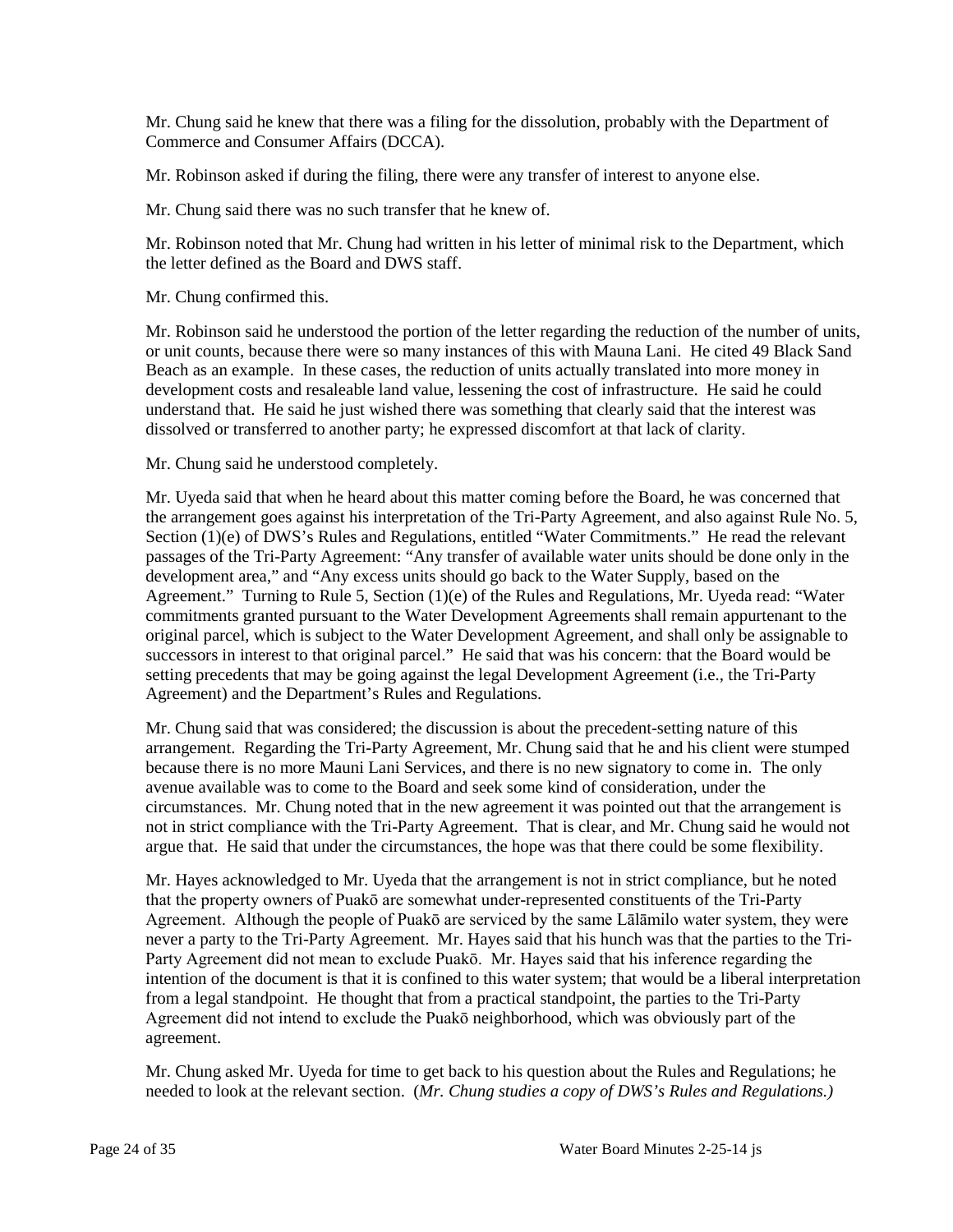Mr. Chung said he knew that there was a filing for the dissolution, probably with the Department of Commerce and Consumer Affairs (DCCA).

Mr. Robinson asked if during the filing, there were any transfer of interest to anyone else.

Mr. Chung said there was no such transfer that he knew of.

Mr. Robinson noted that Mr. Chung had written in his letter of minimal risk to the Department, which the letter defined as the Board and DWS staff.

Mr. Chung confirmed this.

Mr. Robinson said he understood the portion of the letter regarding the reduction of the number of units, or unit counts, because there were so many instances of this with Mauna Lani. He cited 49 Black Sand Beach as an example. In these cases, the reduction of units actually translated into more money in development costs and resaleable land value, lessening the cost of infrastructure. He said he could understand that. He said he just wished there was something that clearly said that the interest was dissolved or transferred to another party; he expressed discomfort at that lack of clarity.

Mr. Chung said he understood completely.

Mr. Uyeda said that when he heard about this matter coming before the Board, he was concerned that the arrangement goes against his interpretation of the Tri-Party Agreement, and also against Rule No. 5, Section (1)(e) of DWS's Rules and Regulations, entitled "Water Commitments." He read the relevant passages of the Tri-Party Agreement: "Any transfer of available water units should be done only in the development area," and "Any excess units should go back to the Water Supply, based on the Agreement." Turning to Rule 5, Section (1)(e) of the Rules and Regulations, Mr. Uyeda read: "Water commitments granted pursuant to the Water Development Agreements shall remain appurtenant to the original parcel, which is subject to the Water Development Agreement, and shall only be assignable to successors in interest to that original parcel." He said that was his concern: that the Board would be setting precedents that may be going against the legal Development Agreement (i.e., the Tri-Party Agreement) and the Department's Rules and Regulations.

Mr. Chung said that was considered; the discussion is about the precedent-setting nature of this arrangement. Regarding the Tri-Party Agreement, Mr. Chung said that he and his client were stumped because there is no more Mauni Lani Services, and there is no new signatory to come in. The only avenue available was to come to the Board and seek some kind of consideration, under the circumstances. Mr. Chung noted that in the new agreement it was pointed out that the arrangement is not in strict compliance with the Tri-Party Agreement. That is clear, and Mr. Chung said he would not argue that. He said that under the circumstances, the hope was that there could be some flexibility.

Mr. Hayes acknowledged to Mr. Uyeda that the arrangement is not in strict compliance, but he noted that the property owners of Puakō are somewhat under-represented constituents of the Tri-Party Agreement. Although the people of Puakō are serviced by the same Lālāmilo water system, they were never a party to the Tri-Party Agreement. Mr. Hayes said that his hunch was that the parties to the Tri-Party Agreement did not mean to exclude Puakō. Mr. Hayes said that his inference regarding the intention of the document is that it is confined to this water system; that would be a liberal interpretation from a legal standpoint. He thought that from a practical standpoint, the parties to the Tri-Party Agreement did not intend to exclude the Puakō neighborhood, which was obviously part of the agreement.

Mr. Chung asked Mr. Uyeda for time to get back to his question about the Rules and Regulations; he needed to look at the relevant section. (*Mr. Chung studies a copy of DWS's Rules and Regulations.*)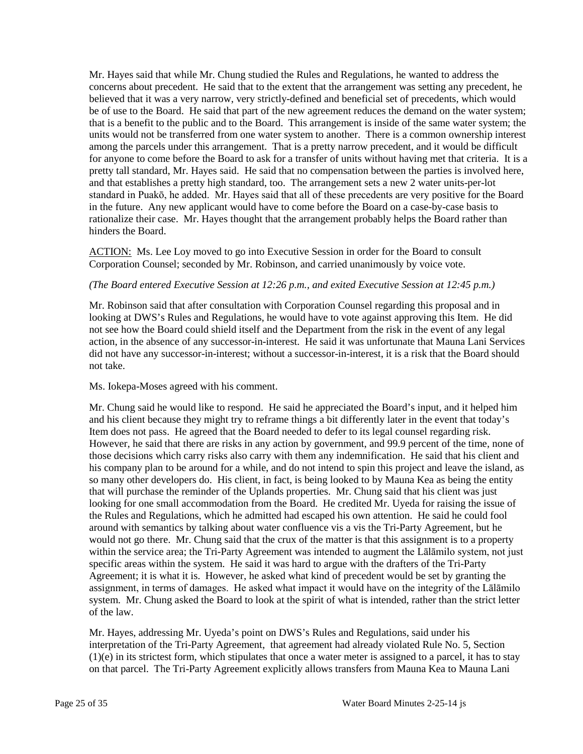Mr. Hayes said that while Mr. Chung studied the Rules and Regulations, he wanted to address the concerns about precedent. He said that to the extent that the arrangement was setting any precedent, he believed that it was a very narrow, very strictly-defined and beneficial set of precedents, which would be of use to the Board. He said that part of the new agreement reduces the demand on the water system; that is a benefit to the public and to the Board. This arrangement is inside of the same water system; the units would not be transferred from one water system to another. There is a common ownership interest among the parcels under this arrangement. That is a pretty narrow precedent, and it would be difficult for anyone to come before the Board to ask for a transfer of units without having met that criteria. It is a pretty tall standard, Mr. Hayes said. He said that no compensation between the parties is involved here, and that establishes a pretty high standard, too. The arrangement sets a new 2 water units-per-lot standard in Puakō, he added. Mr. Hayes said that all of these precedents are very positive for the Board in the future. Any new applicant would have to come before the Board on a case-by-case basis to rationalize their case. Mr. Hayes thought that the arrangement probably helps the Board rather than hinders the Board.

ACTION: Ms. Lee Loy moved to go into Executive Session in order for the Board to consult Corporation Counsel; seconded by Mr. Robinson, and carried unanimously by voice vote.

*(The Board entered Executive Session at 12:26 p.m., and exited Executive Session at 12:45 p.m.)*

Mr. Robinson said that after consultation with Corporation Counsel regarding this proposal and in looking at DWS's Rules and Regulations, he would have to vote against approving this Item. He did not see how the Board could shield itself and the Department from the risk in the event of any legal action, in the absence of any successor-in-interest. He said it was unfortunate that Mauna Lani Services did not have any successor-in-interest; without a successor-in-interest, it is a risk that the Board should not take.

Ms. Iokepa-Moses agreed with his comment.

Mr. Chung said he would like to respond. He said he appreciated the Board's input, and it helped him and his client because they might try to reframe things a bit differently later in the event that today's Item does not pass. He agreed that the Board needed to defer to its legal counsel regarding risk. However, he said that there are risks in any action by government, and 99.9 percent of the time, none of those decisions which carry risks also carry with them any indemnification. He said that his client and his company plan to be around for a while, and do not intend to spin this project and leave the island, as so many other developers do. His client, in fact, is being looked to by Mauna Kea as being the entity that will purchase the reminder of the Uplands properties. Mr. Chung said that his client was just looking for one small accommodation from the Board. He credited Mr. Uyeda for raising the issue of the Rules and Regulations, which he admitted had escaped his own attention. He said he could fool around with semantics by talking about water confluence vis a vis the Tri-Party Agreement, but he would not go there. Mr. Chung said that the crux of the matter is that this assignment is to a property within the service area; the Tri-Party Agreement was intended to augment the Lālāmilo system, not just specific areas within the system. He said it was hard to argue with the drafters of the Tri-Party Agreement; it is what it is. However, he asked what kind of precedent would be set by granting the assignment, in terms of damages. He asked what impact it would have on the integrity of the Lālāmilo system. Mr. Chung asked the Board to look at the spirit of what is intended, rather than the strict letter of the law.

Mr. Hayes, addressing Mr. Uyeda's point on DWS's Rules and Regulations, said under his interpretation of the Tri-Party Agreement, that agreement had already violated Rule No. 5, Section (1)(e) in its strictest form, which stipulates that once a water meter is assigned to a parcel, it has to stay on that parcel. The Tri-Party Agreement explicitly allows transfers from Mauna Kea to Mauna Lani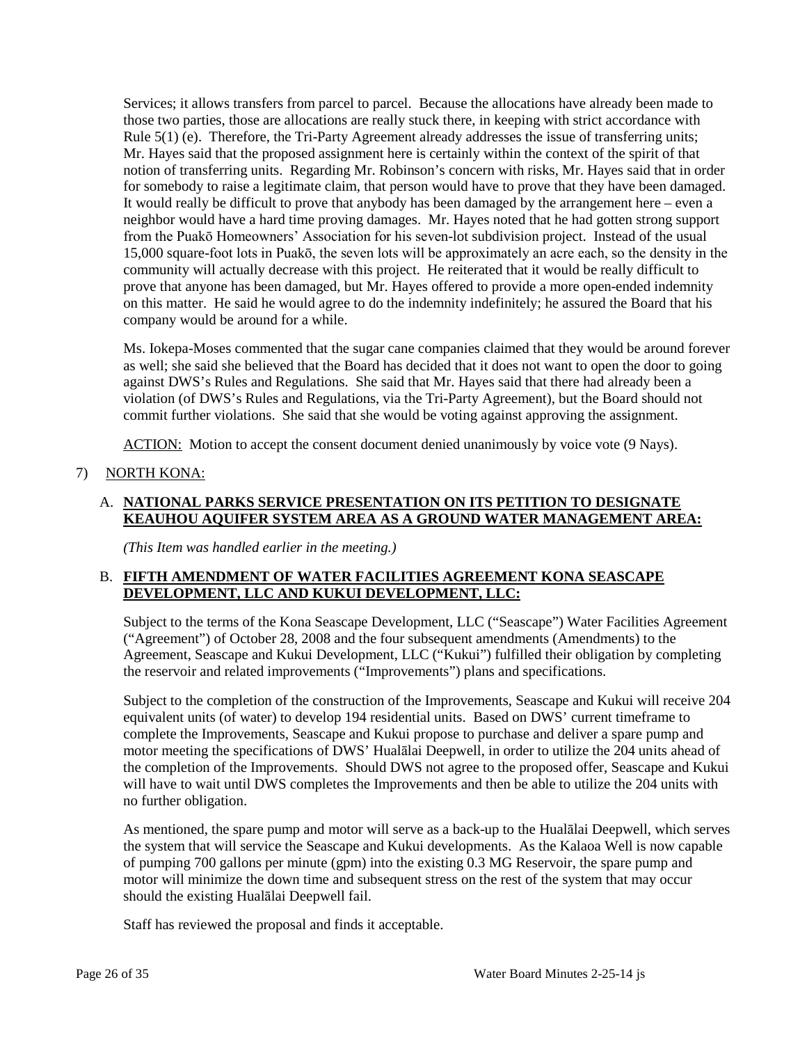Services; it allows transfers from parcel to parcel. Because the allocations have already been made to those two parties, those are allocations are really stuck there, in keeping with strict accordance with Rule 5(1) (e). Therefore, the Tri-Party Agreement already addresses the issue of transferring units; Mr. Hayes said that the proposed assignment here is certainly within the context of the spirit of that notion of transferring units. Regarding Mr. Robinson's concern with risks, Mr. Hayes said that in order for somebody to raise a legitimate claim, that person would have to prove that they have been damaged. It would really be difficult to prove that anybody has been damaged by the arrangement here – even a neighbor would have a hard time proving damages. Mr. Hayes noted that he had gotten strong support from the Puakō Homeowners' Association for his seven-lot subdivision project. Instead of the usual 15,000 square-foot lots in Puakō, the seven lots will be approximately an acre each, so the density in the community will actually decrease with this project. He reiterated that it would be really difficult to prove that anyone has been damaged, but Mr. Hayes offered to provide a more open-ended indemnity on this matter. He said he would agree to do the indemnity indefinitely; he assured the Board that his company would be around for a while.

Ms. Iokepa-Moses commented that the sugar cane companies claimed that they would be around forever as well; she said she believed that the Board has decided that it does not want to open the door to going against DWS's Rules and Regulations. She said that Mr. Hayes said that there had already been a violation (of DWS's Rules and Regulations, via the Tri-Party Agreement), but the Board should not commit further violations. She said that she would be voting against approving the assignment.

ACTION: Motion to accept the consent document denied unanimously by voice vote (9 Nays).

7) NORTH KONA:

A. **NATIONAL PARKS SERVICE PRESENTATION ON ITS PETITION TO DESIGNATE KEAUHOU AQUIFER SYSTEM AREA AS A GROUND WATER MANAGEMENT AREA:**

*(This Item was handled earlier in the meeting.)*

B. **FIFTH AMENDMENT OF WATER FACILITIES AGREEMENT KONA SEASCAPE DEVELOPMENT, LLC AND KUKUI DEVELOPMENT, LLC:**

Subject to the terms of the Kona Seascape Development, LLC ("Seascape") Water Facilities Agreement ("Agreement") of October 28, 2008 and the four subsequent amendments (Amendments) to the Agreement, Seascape and Kukui Development, LLC ("Kukui") fulfilled their obligation by completing the reservoir and related improvements ("Improvements") plans and specifications.

Subject to the completion of the construction of the Improvements, Seascape and Kukui will receive 204 equivalent units (of water) to develop 194 residential units. Based on DWS' current timeframe to complete the Improvements, Seascape and Kukui propose to purchase and deliver a spare pump and motor meeting the specifications of DWS' Hualālai Deepwell, in order to utilize the 204 units ahead of the completion of the Improvements. Should DWS not agree to the proposed offer, Seascape and Kukui will have to wait until DWS completes the Improvements and then be able to utilize the 204 units with no further obligation.

As mentioned, the spare pump and motor will serve as a back-up to the Hualālai Deepwell, which serves the system that will service the Seascape and Kukui developments. As the Kalaoa Well is now capable of pumping 700 gallons per minute (gpm) into the existing 0.3 MG Reservoir, the spare pump and motor will minimize the down time and subsequent stress on the rest of the system that may occur should the existing Hualālai Deepwell fail.

Staff has reviewed the proposal and finds it acceptable.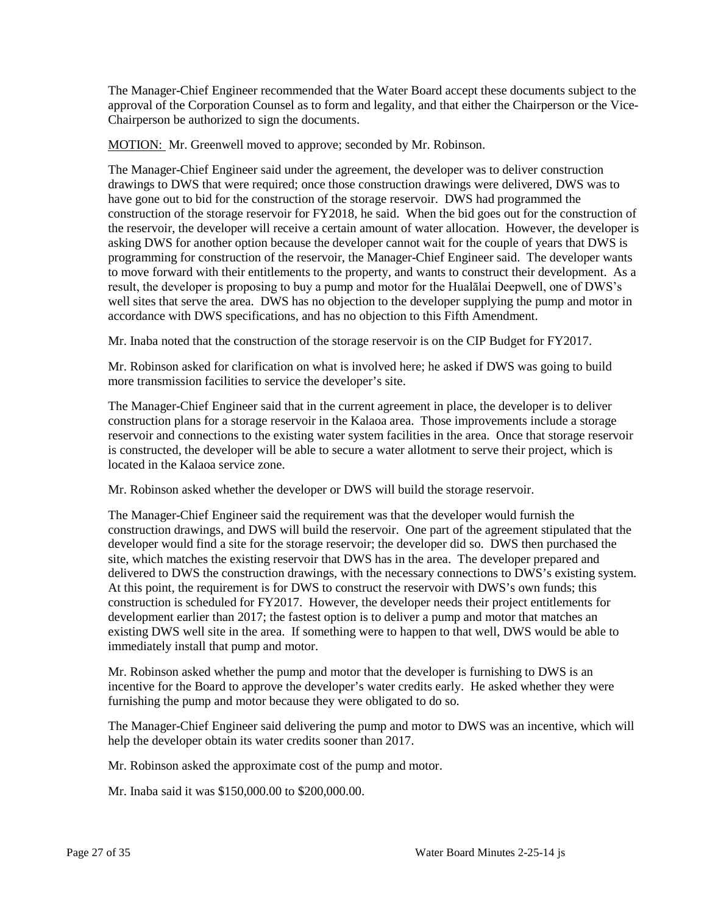The Manager-Chief Engineer recommended that the Water Board accept these documents subject to the approval of the Corporation Counsel as to form and legality, and that either the Chairperson or the Vice-Chairperson be authorized to sign the documents.

MOTION: Mr. Greenwell moved to approve; seconded by Mr. Robinson.

The Manager-Chief Engineer said under the agreement, the developer was to deliver construction drawings to DWS that were required; once those construction drawings were delivered, DWS was to have gone out to bid for the construction of the storage reservoir. DWS had programmed the construction of the storage reservoir for FY2018, he said. When the bid goes out for the construction of the reservoir, the developer will receive a certain amount of water allocation. However, the developer is asking DWS for another option because the developer cannot wait for the couple of years that DWS is programming for construction of the reservoir, the Manager-Chief Engineer said. The developer wants to move forward with their entitlements to the property, and wants to construct their development. As a result, the developer is proposing to buy a pump and motor for the Hualālai Deepwell, one of DWS's well sites that serve the area. DWS has no objection to the developer supplying the pump and motor in accordance with DWS specifications, and has no objection to this Fifth Amendment.

Mr. Inaba noted that the construction of the storage reservoir is on the CIP Budget for FY2017.

Mr. Robinson asked for clarification on what is involved here; he asked if DWS was going to build more transmission facilities to service the developer's site.

The Manager-Chief Engineer said that in the current agreement in place, the developer is to deliver construction plans for a storage reservoir in the Kalaoa area. Those improvements include a storage reservoir and connections to the existing water system facilities in the area. Once that storage reservoir is constructed, the developer will be able to secure a water allotment to serve their project, which is located in the Kalaoa service zone.

Mr. Robinson asked whether the developer or DWS will build the storage reservoir.

The Manager-Chief Engineer said the requirement was that the developer would furnish the construction drawings, and DWS will build the reservoir. One part of the agreement stipulated that the developer would find a site for the storage reservoir; the developer did so. DWS then purchased the site, which matches the existing reservoir that DWS has in the area. The developer prepared and delivered to DWS the construction drawings, with the necessary connections to DWS's existing system. At this point, the requirement is for DWS to construct the reservoir with DWS's own funds; this construction is scheduled for FY2017. However, the developer needs their project entitlements for development earlier than 2017; the fastest option is to deliver a pump and motor that matches an existing DWS well site in the area. If something were to happen to that well, DWS would be able to immediately install that pump and motor.

Mr. Robinson asked whether the pump and motor that the developer is furnishing to DWS is an incentive for the Board to approve the developer's water credits early. He asked whether they were furnishing the pump and motor because they were obligated to do so.

The Manager-Chief Engineer said delivering the pump and motor to DWS was an incentive, which will help the developer obtain its water credits sooner than 2017.

Mr. Robinson asked the approximate cost of the pump and motor.

Mr. Inaba said it was $150,000.00 to $200,000.00.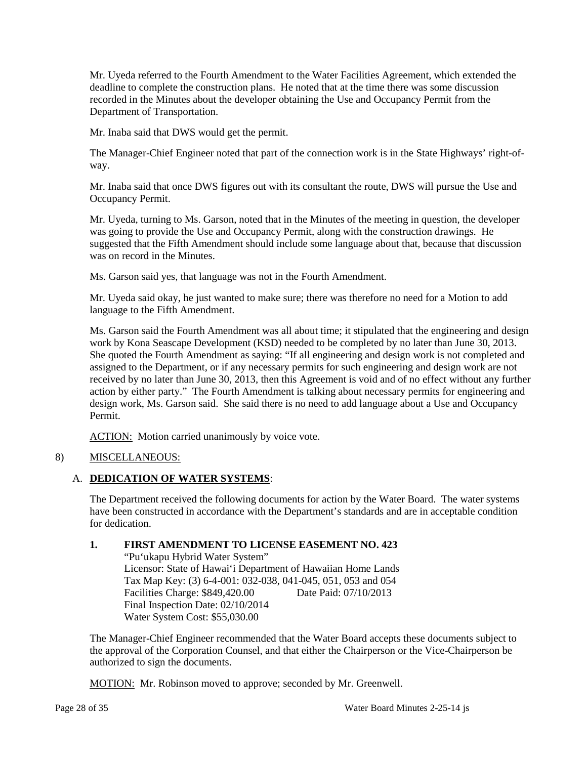Mr. Uyeda referred to the Fourth Amendment to the Water Facilities Agreement, which extended the deadline to complete the construction plans. He noted that at the time there was some discussion recorded in the Minutes about the developer obtaining the Use and Occupancy Permit from the Department of Transportation.

Mr. Inaba said that DWS would get the permit.

The Manager-Chief Engineer noted that part of the connection work is in the State Highways' right-of-way.

Mr. Inaba said that once DWS figures out with its consultant the route, DWS will pursue the Use and Occupancy Permit.

Mr. Uyeda, turning to Ms. Garson, noted that in the Minutes of the meeting in question, the developer was going to provide the Use and Occupancy Permit, along with the construction drawings. He suggested that the Fifth Amendment should include some language about that, because that discussion was on record in the Minutes.

Ms. Garson said yes, that language was not in the Fourth Amendment.

Mr. Uyeda said okay, he just wanted to make sure; there was therefore no need for a Motion to add language to the Fifth Amendment.

Ms. Garson said the Fourth Amendment was all about time; it stipulated that the engineering and design work by Kona Seascape Development (KSD) needed to be completed by no later than June 30, 2013. She quoted the Fourth Amendment as saying: "If all engineering and design work is not completed and assigned to the Department, or if any necessary permits for such engineering and design work are not received by no later than June 30, 2013, then this Agreement is void and of no effect without any further action by either party." The Fourth Amendment is talking about necessary permits for engineering and design work, Ms. Garson said. She said there is no need to add language about a Use and Occupancy Permit.

ACTION: Motion carried unanimously by voice vote.

8) MISCELLANEOUS:

A. **DEDICATION OF WATER SYSTEMS**:

The Department received the following documents for action by the Water Board. The water systems have been constructed in accordance with the Department's standards and are in acceptable condition for dedication.

**1. FIRST AMENDMENT TO LICENSE EASEMENT NO. 423**

"Pu'ukapu Hybrid Water System"
Licensor: State of Hawai'i Department of Hawaiian Home Lands
Tax Map Key: (3) 6-4-001: 032-038, 041-045, 051, 053 and 054
Facilities Charge: $849,420.00 Date Paid: 07/10/2013
Final Inspection Date: 02/10/2014
Water System Cost: $55,030.00

The Manager-Chief Engineer recommended that the Water Board accepts these documents subject to the approval of the Corporation Counsel, and that either the Chairperson or the Vice-Chairperson be authorized to sign the documents.

MOTION: Mr. Robinson moved to approve; seconded by Mr. Greenwell.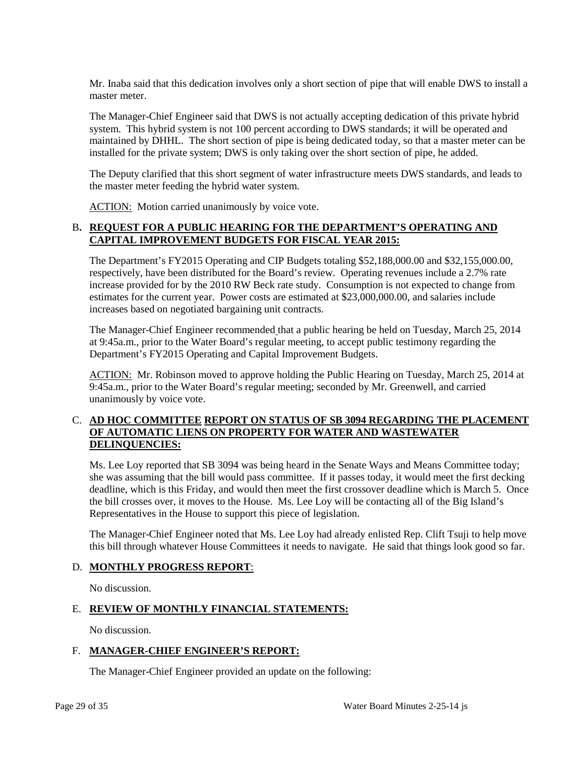Mr. Inaba said that this dedication involves only a short section of pipe that will enable DWS to install a master meter.

The Manager-Chief Engineer said that DWS is not actually accepting dedication of this private hybrid system. This hybrid system is not 100 percent according to DWS standards; it will be operated and maintained by DHHL. The short section of pipe is being dedicated today, so that a master meter can be installed for the private system; DWS is only taking over the short section of pipe, he added.

The Deputy clarified that this short segment of water infrastructure meets DWS standards, and leads to the master meter feeding the hybrid water system.

ACTION: Motion carried unanimously by voice vote.

B. **REQUEST FOR A PUBLIC HEARING FOR THE DEPARTMENT'S OPERATING AND CAPITAL IMPROVEMENT BUDGETS FOR FISCAL YEAR 2015:**

The Department's FY2015 Operating and CIP Budgets totaling $52,188,000.00 and $32,155,000.00, respectively, have been distributed for the Board's review. Operating revenues include a 2.7% rate increase provided for by the 2010 RW Beck rate study. Consumption is not expected to change from estimates for the current year. Power costs are estimated at $23,000,000.00, and salaries include increases based on negotiated bargaining unit contracts.

The Manager-Chief Engineer recommended that a public hearing be held on Tuesday, March 25, 2014 at 9:45a.m., prior to the Water Board's regular meeting, to accept public testimony regarding the Department's FY2015 Operating and Capital Improvement Budgets.

ACTION: Mr. Robinson moved to approve holding the Public Hearing on Tuesday, March 25, 2014 at 9:45a.m., prior to the Water Board's regular meeting; seconded by Mr. Greenwell, and carried unanimously by voice vote.

C. **AD HOC COMMITTEE REPORT ON STATUS OF SB 3094 REGARDING THE PLACEMENT OF AUTOMATIC LIENS ON PROPERTY FOR WATER AND WASTEWATER DELINQUENCIES:**

Ms. Lee Loy reported that SB 3094 was being heard in the Senate Ways and Means Committee today; she was assuming that the bill would pass committee. If it passes today, it would meet the first decking deadline, which is this Friday, and would then meet the first crossover deadline which is March 5. Once the bill crosses over, it moves to the House. Ms. Lee Loy will be contacting all of the Big Island's Representatives in the House to support this piece of legislation.

The Manager-Chief Engineer noted that Ms. Lee Loy had already enlisted Rep. Clift Tsuji to help move this bill through whatever House Committees it needs to navigate. He said that things look good so far.

D. **MONTHLY PROGRESS REPORT**:

No discussion.

E. **REVIEW OF MONTHLY FINANCIAL STATEMENTS:**

No discussion.

F. **MANAGER-CHIEF ENGINEER'S REPORT:**

The Manager-Chief Engineer provided an update on the following: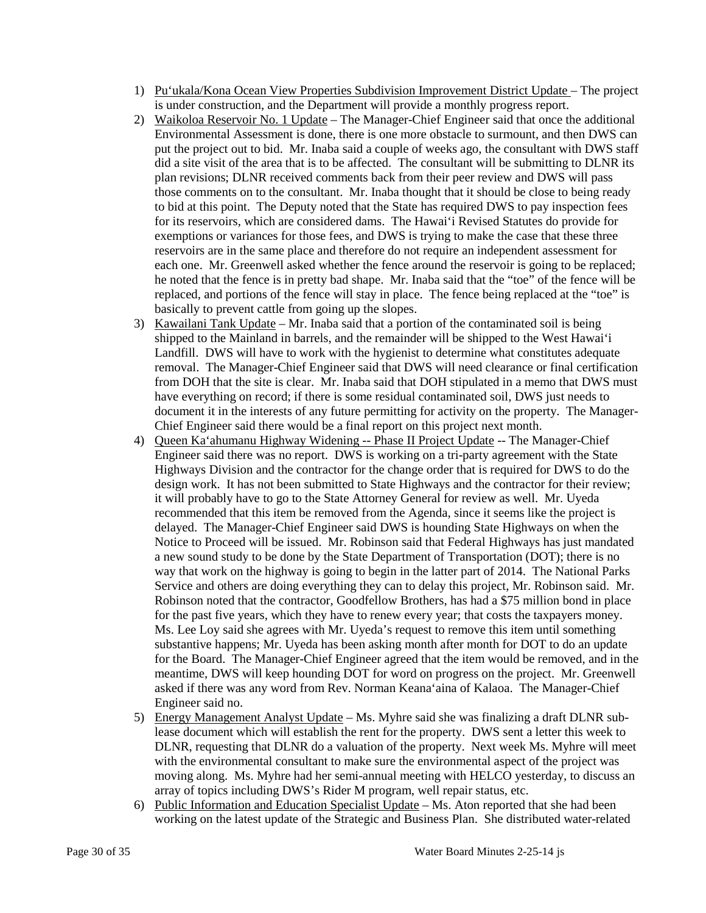1) Pu'ukala/Kona Ocean View Properties Subdivision Improvement District Update – The project is under construction, and the Department will provide a monthly progress report.
2) Waikoloa Reservoir No. 1 Update – The Manager-Chief Engineer said that once the additional Environmental Assessment is done, there is one more obstacle to surmount, and then DWS can put the project out to bid. Mr. Inaba said a couple of weeks ago, the consultant with DWS staff did a site visit of the area that is to be affected. The consultant will be submitting to DLNR its plan revisions; DLNR received comments back from their peer review and DWS will pass those comments on to the consultant. Mr. Inaba thought that it should be close to being ready to bid at this point. The Deputy noted that the State has required DWS to pay inspection fees for its reservoirs, which are considered dams. The Hawai'i Revised Statutes do provide for exemptions or variances for those fees, and DWS is trying to make the case that these three reservoirs are in the same place and therefore do not require an independent assessment for each one. Mr. Greenwell asked whether the fence around the reservoir is going to be replaced; he noted that the fence is in pretty bad shape. Mr. Inaba said that the "toe" of the fence will be replaced, and portions of the fence will stay in place. The fence being replaced at the "toe" is basically to prevent cattle from going up the slopes.
3) Kawailani Tank Update – Mr. Inaba said that a portion of the contaminated soil is being shipped to the Mainland in barrels, and the remainder will be shipped to the West Hawai'i Landfill. DWS will have to work with the hygienist to determine what constitutes adequate removal. The Manager-Chief Engineer said that DWS will need clearance or final certification from DOH that the site is clear. Mr. Inaba said that DOH stipulated in a memo that DWS must have everything on record; if there is some residual contaminated soil, DWS just needs to document it in the interests of any future permitting for activity on the property. The Manager-Chief Engineer said there would be a final report on this project next month.
4) Queen Ka'ahumanu Highway Widening -- Phase II Project Update -- The Manager-Chief Engineer said there was no report. DWS is working on a tri-party agreement with the State Highways Division and the contractor for the change order that is required for DWS to do the design work. It has not been submitted to State Highways and the contractor for their review; it will probably have to go to the State Attorney General for review as well. Mr. Uyeda recommended that this item be removed from the Agenda, since it seems like the project is delayed. The Manager-Chief Engineer said DWS is hounding State Highways on when the Notice to Proceed will be issued. Mr. Robinson said that Federal Highways has just mandated a new sound study to be done by the State Department of Transportation (DOT); there is no way that work on the highway is going to begin in the latter part of 2014. The National Parks Service and others are doing everything they can to delay this project, Mr. Robinson said. Mr. Robinson noted that the contractor, Goodfellow Brothers, has had a $75 million bond in place for the past five years, which they have to renew every year; that costs the taxpayers money. Ms. Lee Loy said she agrees with Mr. Uyeda's request to remove this item until something substantive happens; Mr. Uyeda has been asking month after month for DOT to do an update for the Board. The Manager-Chief Engineer agreed that the item would be removed, and in the meantime, DWS will keep hounding DOT for word on progress on the project. Mr. Greenwell asked if there was any word from Rev. Norman Keana'aina of Kalaoa. The Manager-Chief Engineer said no.
5) Energy Management Analyst Update – Ms. Myhre said she was finalizing a draft DLNR sub-lease document which will establish the rent for the property. DWS sent a letter this week to DLNR, requesting that DLNR do a valuation of the property. Next week Ms. Myhre will meet with the environmental consultant to make sure the environmental aspect of the project was moving along. Ms. Myhre had her semi-annual meeting with HELCO yesterday, to discuss an array of topics including DWS's Rider M program, well repair status, etc.
6) Public Information and Education Specialist Update – Ms. Aton reported that she had been working on the latest update of the Strategic and Business Plan. She distributed water-related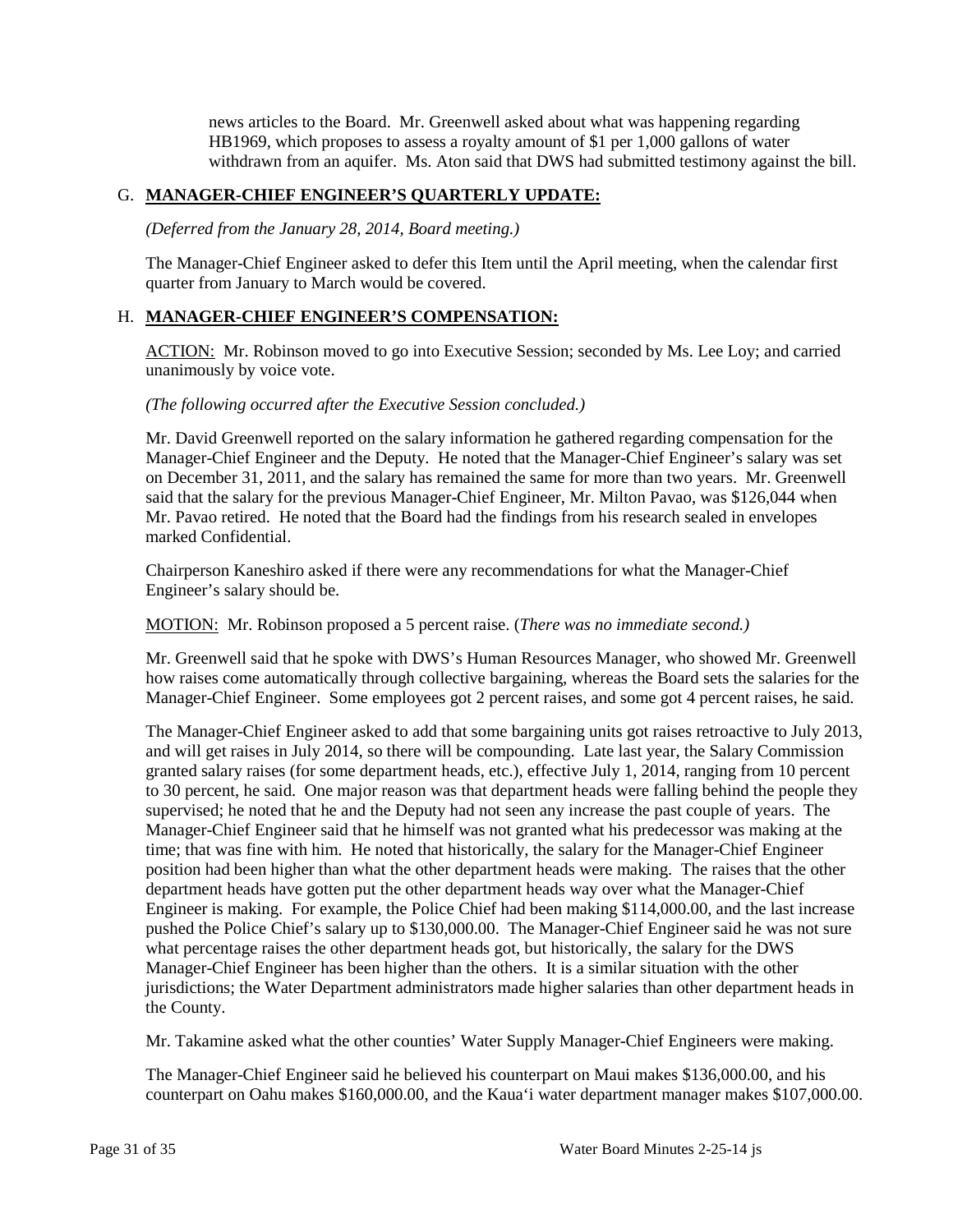news articles to the Board. Mr. Greenwell asked about what was happening regarding HB1969, which proposes to assess a royalty amount of $1 per 1,000 gallons of water withdrawn from an aquifer. Ms. Aton said that DWS had submitted testimony against the bill.

## G. **MANAGER-CHIEF ENGINEER'S QUARTERLY UPDATE:**

*(Deferred from the January 28, 2014, Board meeting.)*

The Manager-Chief Engineer asked to defer this Item until the April meeting, when the calendar first quarter from January to March would be covered.

## H. **MANAGER-CHIEF ENGINEER'S COMPENSATION:**

ACTION: Mr. Robinson moved to go into Executive Session; seconded by Ms. Lee Loy; and carried unanimously by voice vote.

*(The following occurred after the Executive Session concluded.)*

Mr. David Greenwell reported on the salary information he gathered regarding compensation for the Manager-Chief Engineer and the Deputy. He noted that the Manager-Chief Engineer's salary was set on December 31, 2011, and the salary has remained the same for more than two years. Mr. Greenwell said that the salary for the previous Manager-Chief Engineer, Mr. Milton Pavao, was $126,044 when Mr. Pavao retired. He noted that the Board had the findings from his research sealed in envelopes marked Confidential.

Chairperson Kaneshiro asked if there were any recommendations for what the Manager-Chief Engineer's salary should be.

MOTION: Mr. Robinson proposed a 5 percent raise. (*There was no immediate second.)*

Mr. Greenwell said that he spoke with DWS's Human Resources Manager, who showed Mr. Greenwell how raises come automatically through collective bargaining, whereas the Board sets the salaries for the Manager-Chief Engineer. Some employees got 2 percent raises, and some got 4 percent raises, he said.

The Manager-Chief Engineer asked to add that some bargaining units got raises retroactive to July 2013, and will get raises in July 2014, so there will be compounding. Late last year, the Salary Commission granted salary raises (for some department heads, etc.), effective July 1, 2014, ranging from 10 percent to 30 percent, he said. One major reason was that department heads were falling behind the people they supervised; he noted that he and the Deputy had not seen any increase the past couple of years. The Manager-Chief Engineer said that he himself was not granted what his predecessor was making at the time; that was fine with him. He noted that historically, the salary for the Manager-Chief Engineer position had been higher than what the other department heads were making. The raises that the other department heads have gotten put the other department heads way over what the Manager-Chief Engineer is making. For example, the Police Chief had been making $114,000.00, and the last increase pushed the Police Chief's salary up to $130,000.00. The Manager-Chief Engineer said he was not sure what percentage raises the other department heads got, but historically, the salary for the DWS Manager-Chief Engineer has been higher than the others. It is a similar situation with the other jurisdictions; the Water Department administrators made higher salaries than other department heads in the County.

Mr. Takamine asked what the other counties' Water Supply Manager-Chief Engineers were making.

The Manager-Chief Engineer said he believed his counterpart on Maui makes $136,000.00, and his counterpart on Oahu makes $160,000.00, and the Kaua'i water department manager makes $107,000.00.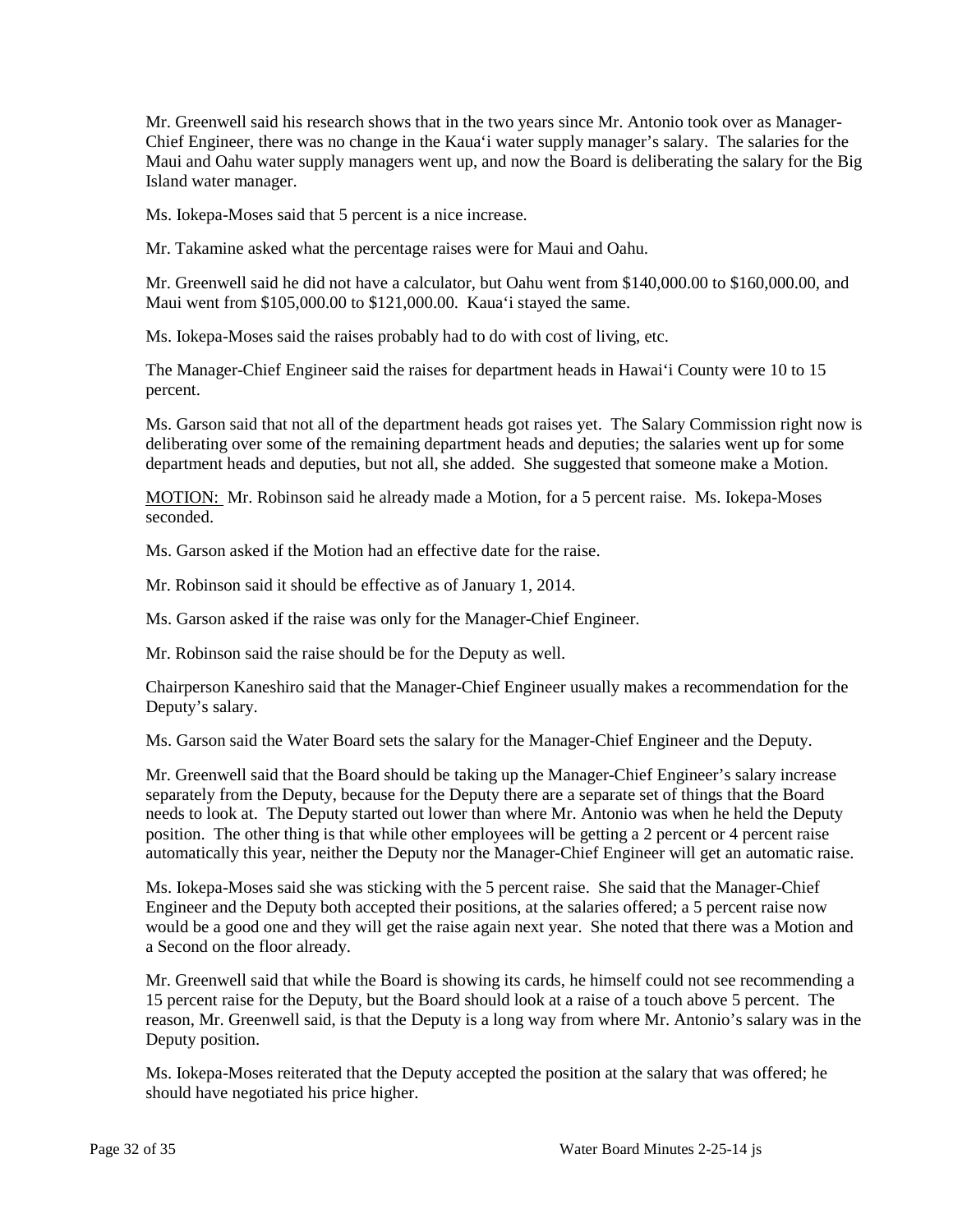Mr. Greenwell said his research shows that in the two years since Mr. Antonio took over as Manager-Chief Engineer, there was no change in the Kaua'i water supply manager's salary. The salaries for the Maui and Oahu water supply managers went up, and now the Board is deliberating the salary for the Big Island water manager.

Ms. Iokepa-Moses said that 5 percent is a nice increase.

Mr. Takamine asked what the percentage raises were for Maui and Oahu.

Mr. Greenwell said he did not have a calculator, but Oahu went from $140,000.00 to $160,000.00, and Maui went from $105,000.00 to $121,000.00. Kaua'i stayed the same.

Ms. Iokepa-Moses said the raises probably had to do with cost of living, etc.

The Manager-Chief Engineer said the raises for department heads in Hawai'i County were 10 to 15 percent.

Ms. Garson said that not all of the department heads got raises yet. The Salary Commission right now is deliberating over some of the remaining department heads and deputies; the salaries went up for some department heads and deputies, but not all, she added. She suggested that someone make a Motion.

<u>MOTION:</u> Mr. Robinson said he already made a Motion, for a 5 percent raise. Ms. Iokepa-Moses seconded.

Ms. Garson asked if the Motion had an effective date for the raise.

Mr. Robinson said it should be effective as of January 1, 2014.

Ms. Garson asked if the raise was only for the Manager-Chief Engineer.

Mr. Robinson said the raise should be for the Deputy as well.

Chairperson Kaneshiro said that the Manager-Chief Engineer usually makes a recommendation for the Deputy's salary.

Ms. Garson said the Water Board sets the salary for the Manager-Chief Engineer and the Deputy.

Mr. Greenwell said that the Board should be taking up the Manager-Chief Engineer's salary increase separately from the Deputy, because for the Deputy there are a separate set of things that the Board needs to look at. The Deputy started out lower than where Mr. Antonio was when he held the Deputy position. The other thing is that while other employees will be getting a 2 percent or 4 percent raise automatically this year, neither the Deputy nor the Manager-Chief Engineer will get an automatic raise.

Ms. Iokepa-Moses said she was sticking with the 5 percent raise. She said that the Manager-Chief Engineer and the Deputy both accepted their positions, at the salaries offered; a 5 percent raise now would be a good one and they will get the raise again next year. She noted that there was a Motion and a Second on the floor already.

Mr. Greenwell said that while the Board is showing its cards, he himself could not see recommending a 15 percent raise for the Deputy, but the Board should look at a raise of a touch above 5 percent. The reason, Mr. Greenwell said, is that the Deputy is a long way from where Mr. Antonio's salary was in the Deputy position.

Ms. Iokepa-Moses reiterated that the Deputy accepted the position at the salary that was offered; he should have negotiated his price higher.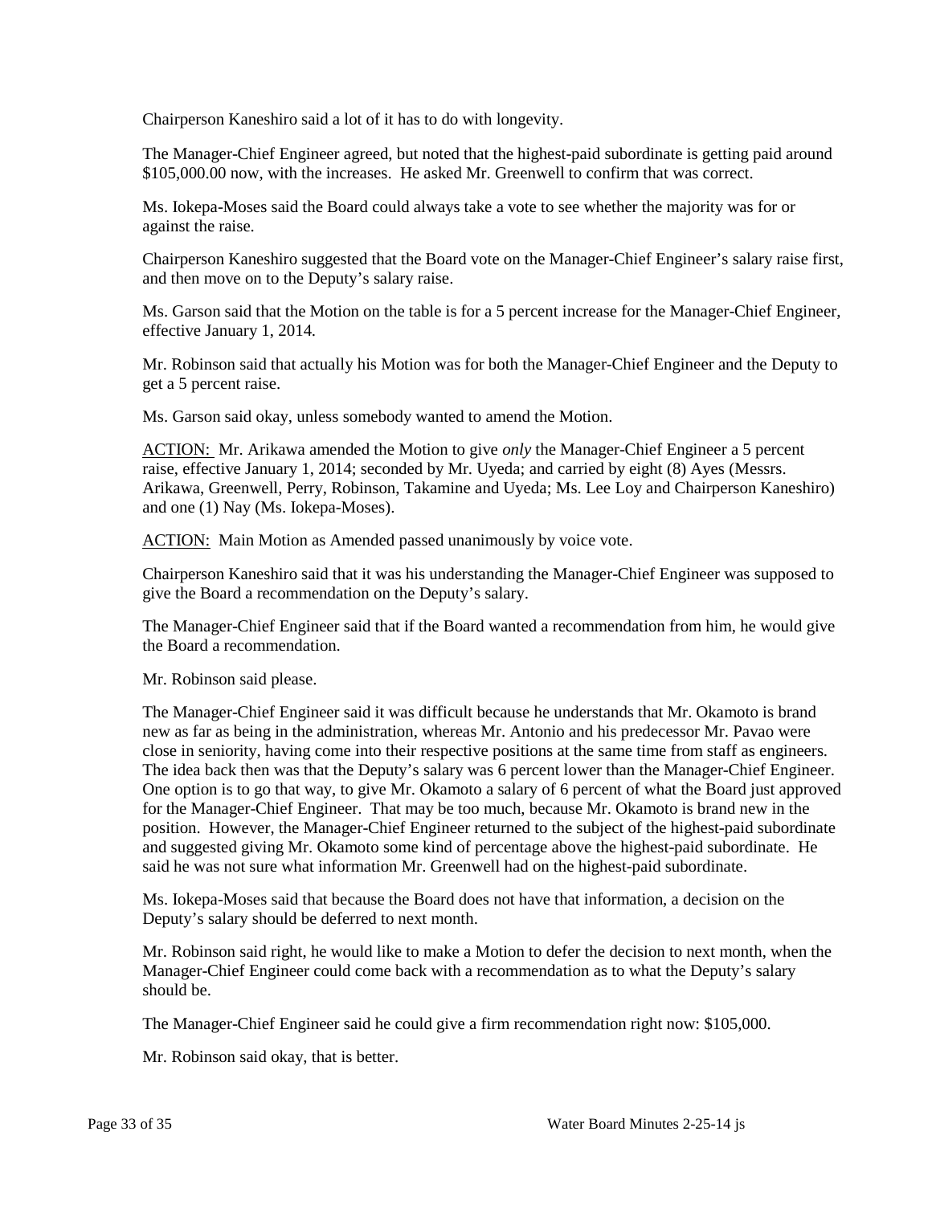Chairperson Kaneshiro said a lot of it has to do with longevity.

The Manager-Chief Engineer agreed, but noted that the highest-paid subordinate is getting paid around \$105,000.00 now, with the increases. He asked Mr. Greenwell to confirm that was correct.

Ms. Iokepa-Moses said the Board could always take a vote to see whether the majority was for or against the raise.

Chairperson Kaneshiro suggested that the Board vote on the Manager-Chief Engineer's salary raise first, and then move on to the Deputy's salary raise.

Ms. Garson said that the Motion on the table is for a 5 percent increase for the Manager-Chief Engineer, effective January 1, 2014.

Mr. Robinson said that actually his Motion was for both the Manager-Chief Engineer and the Deputy to get a 5 percent raise.

Ms. Garson said okay, unless somebody wanted to amend the Motion.

<u>ACTION:</u> Mr. Arikawa amended the Motion to give *only* the Manager-Chief Engineer a 5 percent raise, effective January 1, 2014; seconded by Mr. Uyeda; and carried by eight (8) Ayes (Messrs. Arikawa, Greenwell, Perry, Robinson, Takamine and Uyeda; Ms. Lee Loy and Chairperson Kaneshiro) and one (1) Nay (Ms. Iokepa-Moses).

<u>ACTION:</u> Main Motion as Amended passed unanimously by voice vote.

Chairperson Kaneshiro said that it was his understanding the Manager-Chief Engineer was supposed to give the Board a recommendation on the Deputy's salary.

The Manager-Chief Engineer said that if the Board wanted a recommendation from him, he would give the Board a recommendation.

Mr. Robinson said please.

The Manager-Chief Engineer said it was difficult because he understands that Mr. Okamoto is brand new as far as being in the administration, whereas Mr. Antonio and his predecessor Mr. Pavao were close in seniority, having come into their respective positions at the same time from staff as engineers. The idea back then was that the Deputy's salary was 6 percent lower than the Manager-Chief Engineer. One option is to go that way, to give Mr. Okamoto a salary of 6 percent of what the Board just approved for the Manager-Chief Engineer. That may be too much, because Mr. Okamoto is brand new in the position. However, the Manager-Chief Engineer returned to the subject of the highest-paid subordinate and suggested giving Mr. Okamoto some kind of percentage above the highest-paid subordinate. He said he was not sure what information Mr. Greenwell had on the highest-paid subordinate.

Ms. Iokepa-Moses said that because the Board does not have that information, a decision on the Deputy's salary should be deferred to next month.

Mr. Robinson said right, he would like to make a Motion to defer the decision to next month, when the Manager-Chief Engineer could come back with a recommendation as to what the Deputy's salary should be.

The Manager-Chief Engineer said he could give a firm recommendation right now: \$105,000.

Mr. Robinson said okay, that is better.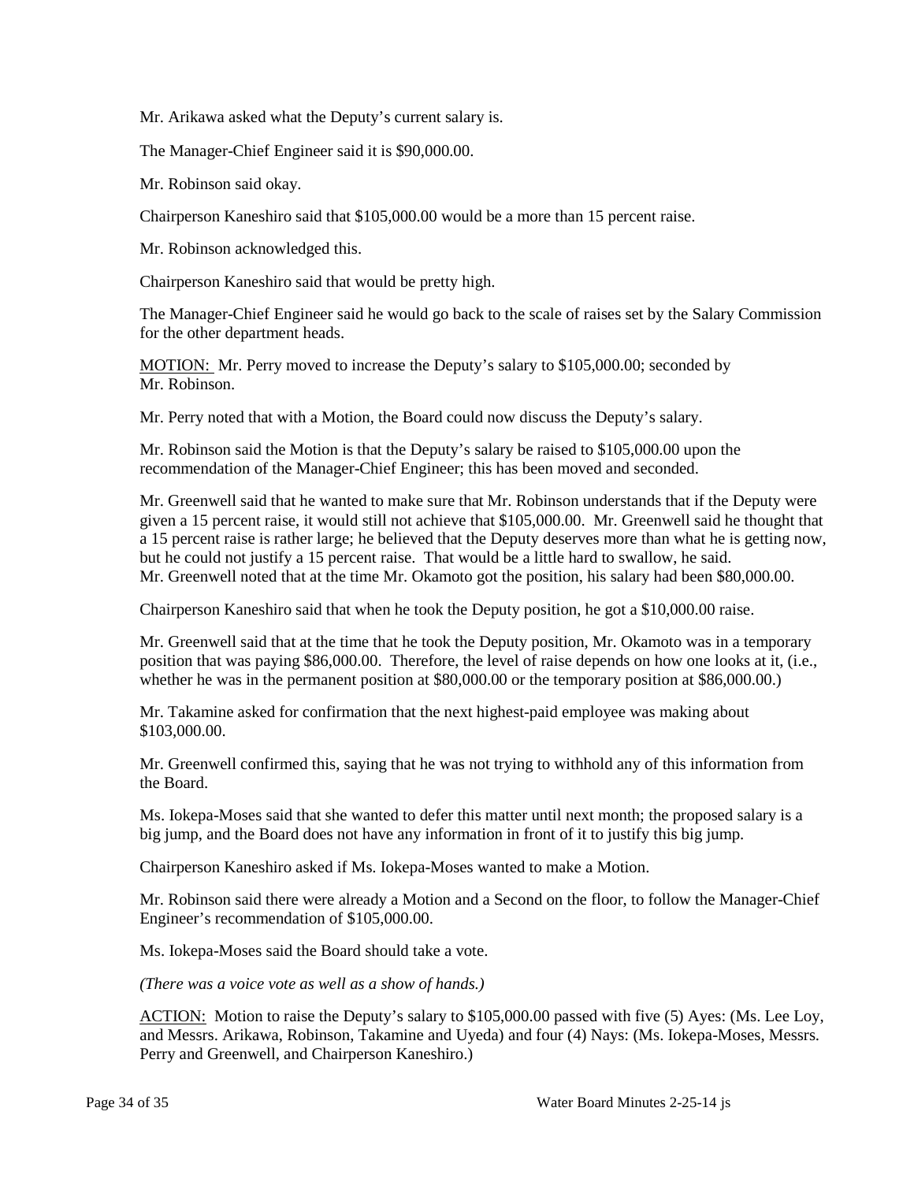Mr. Arikawa asked what the Deputy's current salary is.

The Manager-Chief Engineer said it is $90,000.00.

Mr. Robinson said okay.

Chairperson Kaneshiro said that $105,000.00 would be a more than 15 percent raise.

Mr. Robinson acknowledged this.

Chairperson Kaneshiro said that would be pretty high.

The Manager-Chief Engineer said he would go back to the scale of raises set by the Salary Commission for the other department heads.

MOTION: Mr. Perry moved to increase the Deputy's salary to $105,000.00; seconded by Mr. Robinson.

Mr. Perry noted that with a Motion, the Board could now discuss the Deputy's salary.

Mr. Robinson said the Motion is that the Deputy's salary be raised to $105,000.00 upon the recommendation of the Manager-Chief Engineer; this has been moved and seconded.

Mr. Greenwell said that he wanted to make sure that Mr. Robinson understands that if the Deputy were given a 15 percent raise, it would still not achieve that $105,000.00. Mr. Greenwell said he thought that a 15 percent raise is rather large; he believed that the Deputy deserves more than what he is getting now, but he could not justify a 15 percent raise. That would be a little hard to swallow, he said. Mr. Greenwell noted that at the time Mr. Okamoto got the position, his salary had been $80,000.00.

Chairperson Kaneshiro said that when he took the Deputy position, he got a $10,000.00 raise.

Mr. Greenwell said that at the time that he took the Deputy position, Mr. Okamoto was in a temporary position that was paying $86,000.00. Therefore, the level of raise depends on how one looks at it, (i.e., whether he was in the permanent position at $80,000.00 or the temporary position at $86,000.00.)

Mr. Takamine asked for confirmation that the next highest-paid employee was making about $103,000.00.

Mr. Greenwell confirmed this, saying that he was not trying to withhold any of this information from the Board.

Ms. Iokepa-Moses said that she wanted to defer this matter until next month; the proposed salary is a big jump, and the Board does not have any information in front of it to justify this big jump.

Chairperson Kaneshiro asked if Ms. Iokepa-Moses wanted to make a Motion.

Mr. Robinson said there were already a Motion and a Second on the floor, to follow the Manager-Chief Engineer's recommendation of $105,000.00.

Ms. Iokepa-Moses said the Board should take a vote.

*(There was a voice vote as well as a show of hands.)*

ACTION: Motion to raise the Deputy's salary to $105,000.00 passed with five (5) Ayes: (Ms. Lee Loy, and Messrs. Arikawa, Robinson, Takamine and Uyeda) and four (4) Nays: (Ms. Iokepa-Moses, Messrs. Perry and Greenwell, and Chairperson Kaneshiro.)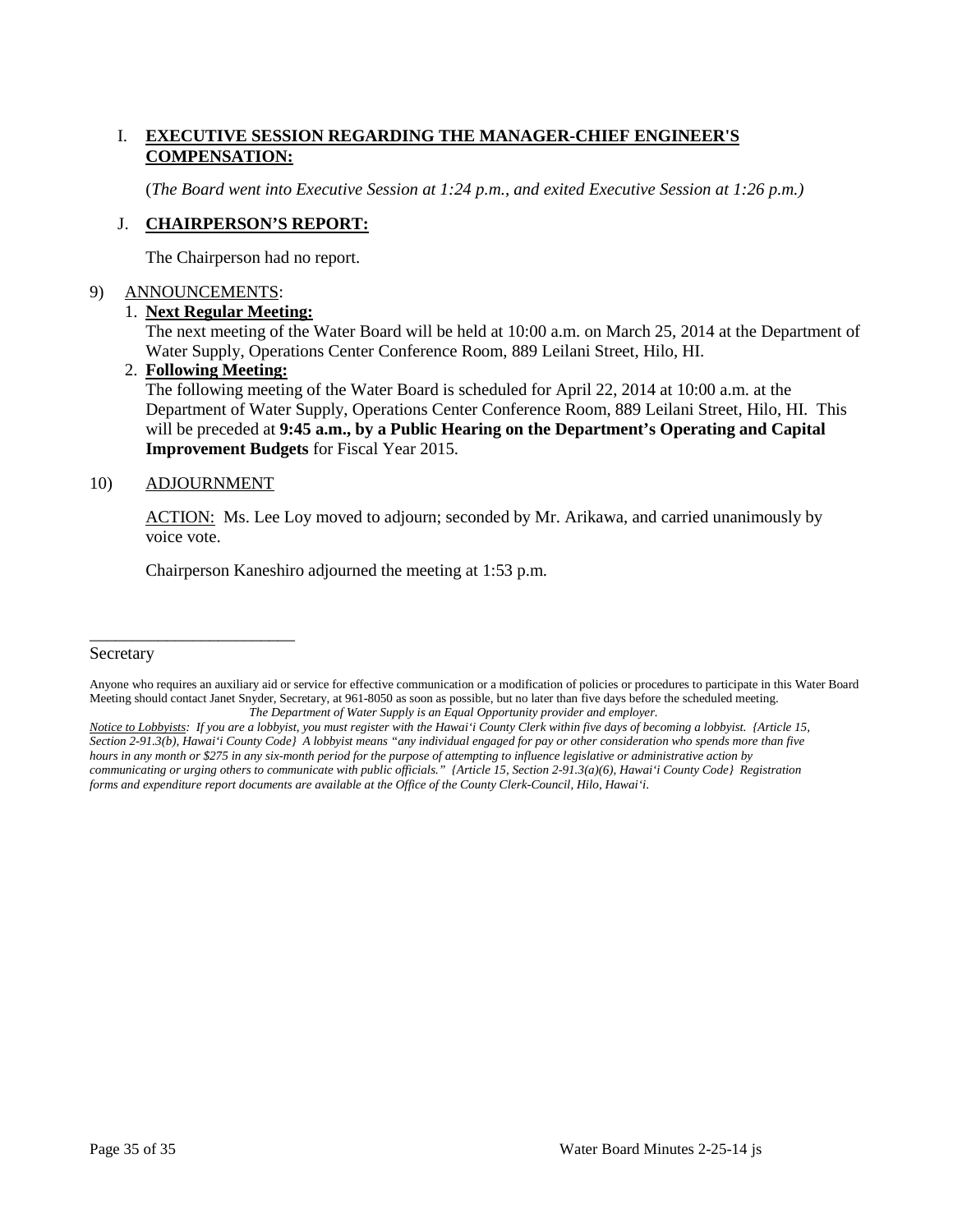I. **EXECUTIVE SESSION REGARDING THE MANAGER-CHIEF ENGINEER'S COMPENSATION:**

(*The Board went into Executive Session at 1:24 p.m., and exited Executive Session at 1:26 p.m.)*

J. **CHAIRPERSON'S REPORT:**

The Chairperson had no report.

9) ANNOUNCEMENTS:

1. **Next Regular Meeting:**
   The next meeting of the Water Board will be held at 10:00 a.m. on March 25, 2014 at the Department of Water Supply, Operations Center Conference Room, 889 Leilani Street, Hilo, HI.
2. **Following Meeting:**
   The following meeting of the Water Board is scheduled for April 22, 2014 at 10:00 a.m. at the Department of Water Supply, Operations Center Conference Room, 889 Leilani Street, Hilo, HI. This will be preceded at **9:45 a.m., by a Public Hearing on the Department's Operating and Capital Improvement Budgets** for Fiscal Year 2015.

10) ADJOURNMENT

ACTION: Ms. Lee Loy moved to adjourn; seconded by Mr. Arikawa, and carried unanimously by voice vote.

Chairperson Kaneshiro adjourned the meeting at 1:53 p.m.

\_\_\_\_\_\_\_\_\_\_\_\_\_\_\_\_\_\_\_\_\_\_\_\_\_

Secretary

Anyone who requires an auxiliary aid or service for effective communication or a modification of policies or procedures to participate in this Water Board Meeting should contact Janet Snyder, Secretary, at 961-8050 as soon as possible, but no later than five days before the scheduled meeting.

*The Department of Water Supply is an Equal Opportunity provider and employer.*

*Notice to Lobbyists: If you are a lobbyist, you must register with the Hawai'i County Clerk within five days of becoming a lobbyist. {Article 15, Section 2-91.3(b), Hawai'i County Code} A lobbyist means "any individual engaged for pay or other consideration who spends more than five hours in any month or $275 in any six-month period for the purpose of attempting to influence legislative or administrative action by communicating or urging others to communicate with public officials." {Article 15, Section 2-91.3(a)(6), Hawai'i County Code} Registration forms and expenditure report documents are available at the Office of the County Clerk-Council, Hilo, Hawai'i.*